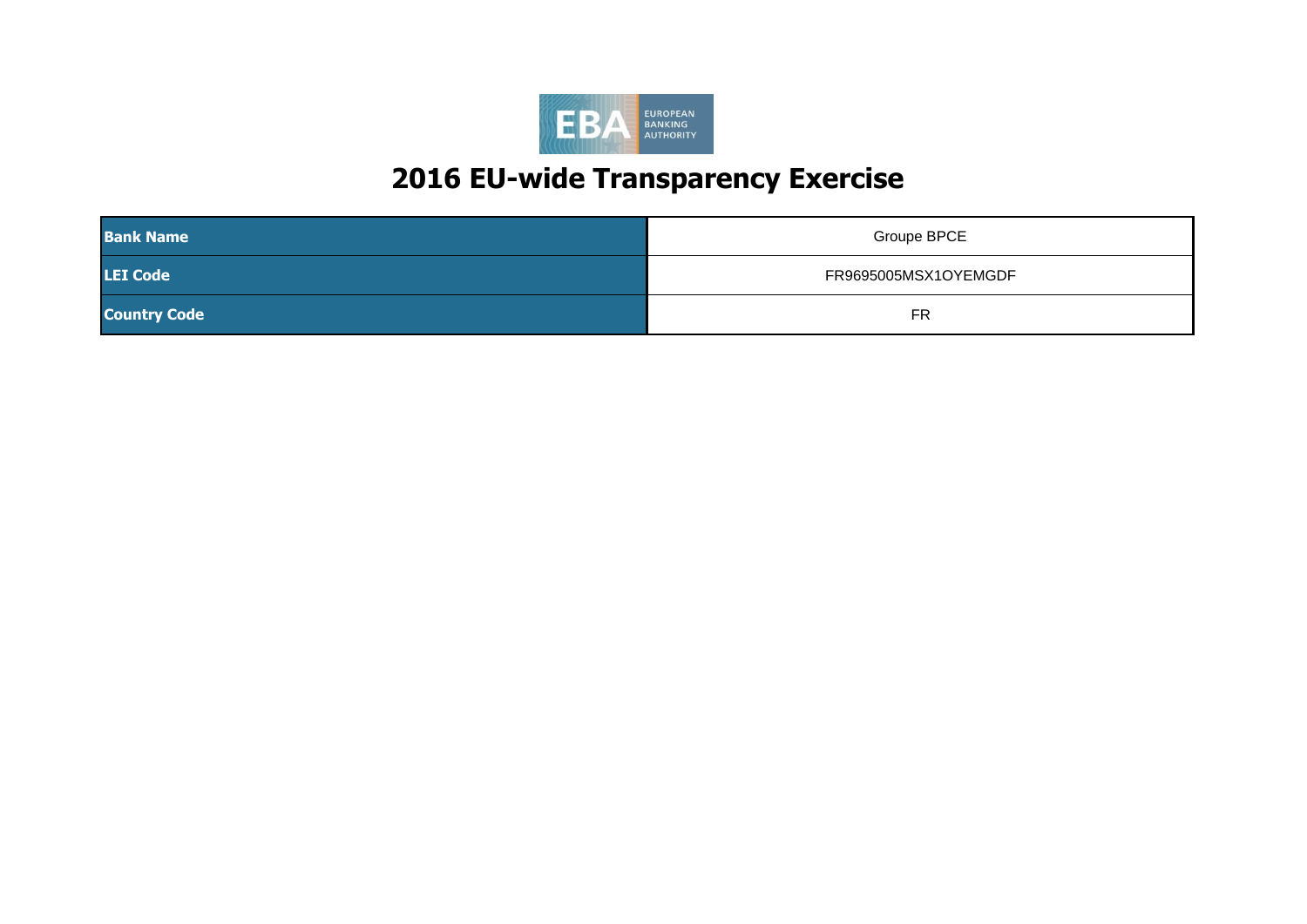EUROPEAN BANKING AUTHORITY

# 2016 EU-wide Transparency Exercise

| | |
|---|---|
| **Bank Name** | Groupe BPCE |
| **LEI Code** | FR9695005MSX1OYEMGDF |
| **Country Code** | FR |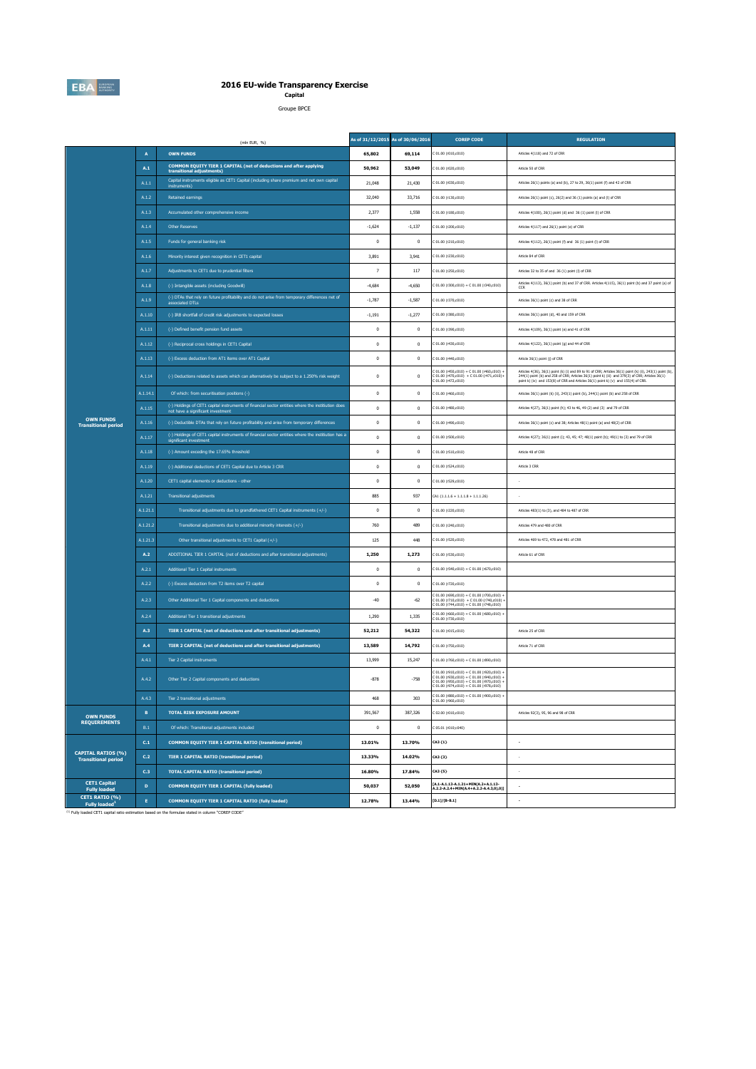# 2016 EU-wide Transparency Exercise

**Capital**

Groupe BPCE

| | | (mln EUR, %) | As of 31/12/2015 | As of 30/06/2016 | COREP CODE | REGULATION |
|---|---|---|---|---|---|---|
| OWN FUNDS Transitional period | A | **OWN FUNDS** | **65,802** | **69,114** | C 01.00 (r010,c010) | Articles 4(118) and 72 of CRR |
| | A.1 | **COMMON EQUITY TIER 1 CAPITAL (net of deductions and after applying transitional adjustments)** | **50,962** | **53,049** | C 01.00 (r020,c010) | Article 50 of CRR |
| | A.1.1 | Capital instruments eligible as CET1 Capital (including share premium and net own capital instruments) | 21,048 | 21,430 | C 01.00 (r030,c010) | Articles 26(1) points (a) and (b), 27 to 29, 36(1) point (f) and 42 of CRR |
| | A.1.2 | Retained earnings | 32,040 | 33,716 | C 01.00 (r130,c010) | Articles 26(1) point (c), 26(2) and 36 (1) points (a) and (l) of CRR |
| | A.1.3 | Accumulated other comprehensive income | 2,377 | 1,558 | C 01.00 (r180,c010) | Articles 4(100), 26(1) point (d) and 36 (1) point (l) of CRR |
| | A.1.4 | Other Reserves | -1,624 | -1,137 | C 01.00 (r200,c010) | Articles 4(117) and 26(1) point (e) of CRR |
| | A.1.5 | Funds for general banking risk | 0 | 0 | C 01.00 (r210,c010) | Articles 4(112), 26(1) point (f) and 36 (1) point (l) of CRR |
| | A.1.6 | Minority interest given recognition in CET1 capital | 3,891 | 3,941 | C 01.00 (r230,c010) | Article 84 of CRR |
| | A.1.7 | Adjustments to CET1 due to prudential filters | 7 | 117 | C 01.00 (r250,c010) | Articles 32 to 35 of and 36 (1) point (l) of CRR |
| | A.1.8 | (-) Intangible assets (including Goodwill) | -4,684 | -4,650 | C 01.00 (r300,c010) + C 01.00 (r340,c010) | Articles 4(113), 36(1) point (b) and 37 of CRR. Articles 4(115), 36(1) point (b) and 37 point (a) of CCR |
| | A.1.9 | (-) DTAs that rely on future profitability and do not arise from temporary differences net of associated DTLs | -1,787 | -1,587 | C 01.00 (r370,c010) | Articles 36(1) point (c) and 38 of CRR |
| | A.1.10 | (-) IRB shortfall of credit risk adjustments to expected losses | -1,191 | -1,277 | C 01.00 (r380,c010) | Articles 36(1) point (d), 40 and 159 of CRR |
| | A.1.11 | (-) Defined benefit pension fund assets | 0 | 0 | C 01.00 (r390,c010) | Articles 4(109), 36(1) point (e) and 41 of CRR |
| | A.1.12 | (-) Reciprocal cross holdings in CET1 Capital | 0 | 0 | C 01.00 (r430,c010) | Articles 4(122), 36(1) point (g) and 44 of CRR |
| | A.1.13 | (-) Excess deduction from AT1 items over AT1 Capital | 0 | 0 | C 01.00 (r440,c010) | Article 36(1) point (j) of CRR |
| | A.1.14 | (-) Deductions related to assets which can alternatively be subject to a 1.250% risk weight | 0 | 0 | C 01.00 (r450,c010) + C 01.00 (r460,c010) + C 01.00 (r470,c010) + C 01.00 (r471,c010)+ C 01.00 (r472,c010) | Articles 4(36), 36(1) point (k) (i) and 89 to 91 of CRR; Articles 36(1) point (k) (ii), 243(1) point (b), 244(1) point (b) and 258 of CRR; Articles 36(1) point k) (iii) and 379(3) of CRR; Articles 36(1) point k) (iv) and 153(8) of CRR and Articles 36(1) point k) (v) and 155(4) of CRR. |
| | A.1.14.1 | Of which: from securitisation positions (-) | 0 | 0 | C 01.00 (r460,c010) | Articles 36(1) point (k) (ii), 243(1) point (b), 244(1) point (b) and 258 of CRR |
| | A.1.15 | (-) Holdings of CET1 capital instruments of financial sector entities where the institution does not have a significant investment | 0 | 0 | C 01.00 (r480,c010) | Articles 4(27), 36(1) point (h); 43 to 46, 49 (2) and (3) and 79 of CRR |
| | A.1.16 | (-) Deductible DTAs that rely on future profitability and arise from temporary differences | 0 | 0 | C 01.00 (r490,c010) | Articles 36(1) point (c) and 38; Articles 48(1) point (a) and 48(2) of CRR |
| | A.1.17 | (-) Holdings of CET1 capital instruments of financial sector entities where the institution has a significant investment | 0 | 0 | C 01.00 (r500,c010) | Articles 4(27); 36(1) point (i); 43, 45; 47; 48(1) point (b); 49(1) to (3) and 79 of CRR |
| | A.1.18 | (-) Amount exceding the 17.65% threshold | 0 | 0 | C 01.00 (r510,c010) | Article 48 of CRR |
| | A.1.19 | (-) Additional deductions of CET1 Capital due to Article 3 CRR | 0 | 0 | C 01.00 (r524,c010) | Article 3 CRR |
| | A.1.20 | CET1 capital elements or deductions - other | 0 | 0 | C 01.00 (r529,c010) | - |
| | A.1.21 | Transitional adjustments | 885 | 937 | CA1 {1.1.1.6 + 1.1.1.8 + 1.1.1.26} | - |
| | A.1.21.1 | Transitional adjustments due to grandfathered CET1 Capital instruments (+/-) | 0 | 0 | C 01.00 (r220,c010) | Articles 483(1) to (3), and 484 to 487 of CRR |
| | A.1.21.2 | Transitional adjustments due to additional minority interests (+/-) | 760 | 489 | C 01.00 (r240,c010) | Articles 479 and 480 of CRR |
| | A.1.21.3 | Other transitional adjustments to CET1 Capital (+/-) | 125 | 448 | C 01.00 (r520,c010) | Articles 469 to 472, 478 and 481 of CRR |
| | A.2 | ADDITIONAL TIER 1 CAPITAL (net of deductions and after transitional adjustments) | **1,250** | **1,273** | C 01.00 (r530,c010) | Article 61 of CRR |
| | A.2.1 | Additional Tier 1 Capital instruments | 0 | 0 | C 01.00 (r540,c010) + C 01.00 (r670,c010) | |
| | A.2.2 | (-) Excess deduction from T2 items over T2 capital | 0 | 0 | C 01.00 (r720,c010) | |
| | A.2.3 | Other Additional Tier 1 Capital components and deductions | -40 | -62 | C 01.00 (r690,c010) + C 01.00 (r700,c010) + C 01.00 (r710,c010) + C 01.00 (r740,c010) + C 01.00 (r744,c010) + C 01.00 (r748,c010) | |
| | A.2.4 | Additional Tier 1 transitional adjustments | 1,290 | 1,335 | C 01.00 (r660,c010) + C 01.00 (r680,c010) + C 01.00 (r730,c010) | |
| | A.3 | **TIER 1 CAPITAL (net of deductions and after transitional adjustments)** | **52,212** | **54,322** | C 01.00 (r015,c010) | Article 25 of CRR |
| | A.4 | **TIER 2 CAPITAL (net of deductions and after transitional adjustments)** | **13,589** | **14,792** | C 01.00 (r750,c010) | Article 71 of CRR |
| | A.4.1 | Tier 2 Capital instruments | 13,999 | 15,247 | C 01.00 (r760,c010) + C 01.00 (r890,c010) | |
| | A.4.2 | Other Tier 2 Capital components and deductions | -878 | -758 | C 01.00 (r910,c010) + C 01.00 (r920,c010) + C 01.00 (r930,c010) + C 01.00 (r940,c010) + C 01.00 (r950,c010) + C 01.00 (r970,c010) + C 01.00 (r974,c010) + C 01.00 (r978,c010) | |
| | A.4.3 | Tier 2 transitional adjustments | 468 | 303 | C 01.00 (r880,c010) + C 01.00 (r900,c010) + C 01.00 (r960,c010) | |
| OWN FUNDS REQUIREMENTS | B | **TOTAL RISK EXPOSURE AMOUNT** | 391,567 | 387,326 | C 02.00 (r010,c010) | Articles 92(3), 95, 96 and 98 of CRR |
| | B.1 | Of which: Transitional adjustments included | 0 | 0 | C 05.01 (r010;c040) | |
| CAPITAL RATIOS (%) Transitional period | C.1 | **COMMON EQUITY TIER 1 CAPITAL RATIO (transitional period)** | **13.01%** | **13.70%** | **CA3 {1}** | - |
| | C.2 | **TIER 1 CAPITAL RATIO (transitional period)** | **13.33%** | **14.02%** | **CA3 {3}** | - |
| | C.3 | **TOTAL CAPITAL RATIO (transitional period)** | **16.80%** | **17.84%** | **CA3 {5}** | - |
| CET1 Capital Fully loaded | D | **COMMON EQUITY TIER 1 CAPITAL (fully loaded)** | **50,037** | **52,050** | **[A.1-A.1.13-A.1.21+MIN(A.2+A.1.13-A.2.2-A.2.4+MIN(A.4+A.2.2-A.4.3,0),0)]** | - |
| CET1 RATIO (%) Fully loaded[1] | E | **COMMON EQUITY TIER 1 CAPITAL RATIO (fully loaded)** | **12.78%** | **13.44%** | **[D.1]/[B-B.1]** | - |

[1] Fully loaded CET1 capital ratio estimation based on the formulae stated in column "COREP CODE"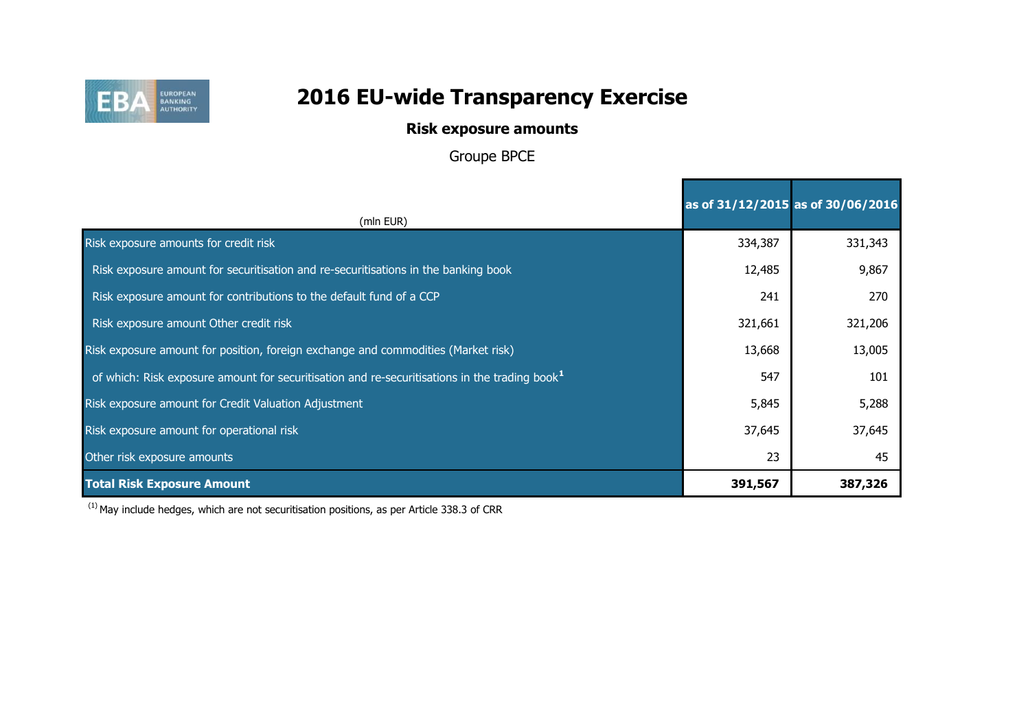# 2016 EU-wide Transparency Exercise

## Risk exposure amounts

Groupe BPCE

| (mln EUR) | as of 31/12/2015 | as of 30/06/2016 |
|---|---|---|
| Risk exposure amounts for credit risk | 334,387 | 331,343 |
| Risk exposure amount for securitisation and re-securitisations in the banking book | 12,485 | 9,867 |
| Risk exposure amount for contributions to the default fund of a CCP | 241 | 270 |
| Risk exposure amount Other credit risk | 321,661 | 321,206 |
| Risk exposure amount for position, foreign exchange and commodities (Market risk) | 13,668 | 13,005 |
| of which: Risk exposure amount for securitisation and re-securitisations in the trading book[1] | 547 | 101 |
| Risk exposure amount for Credit Valuation Adjustment | 5,845 | 5,288 |
| Risk exposure amount for operational risk | 37,645 | 37,645 |
| Other risk exposure amounts | 23 | 45 |
| **Total Risk Exposure Amount** | **391,567** | **387,326** |

[1] May include hedges, which are not securitisation positions, as per Article 338.3 of CRR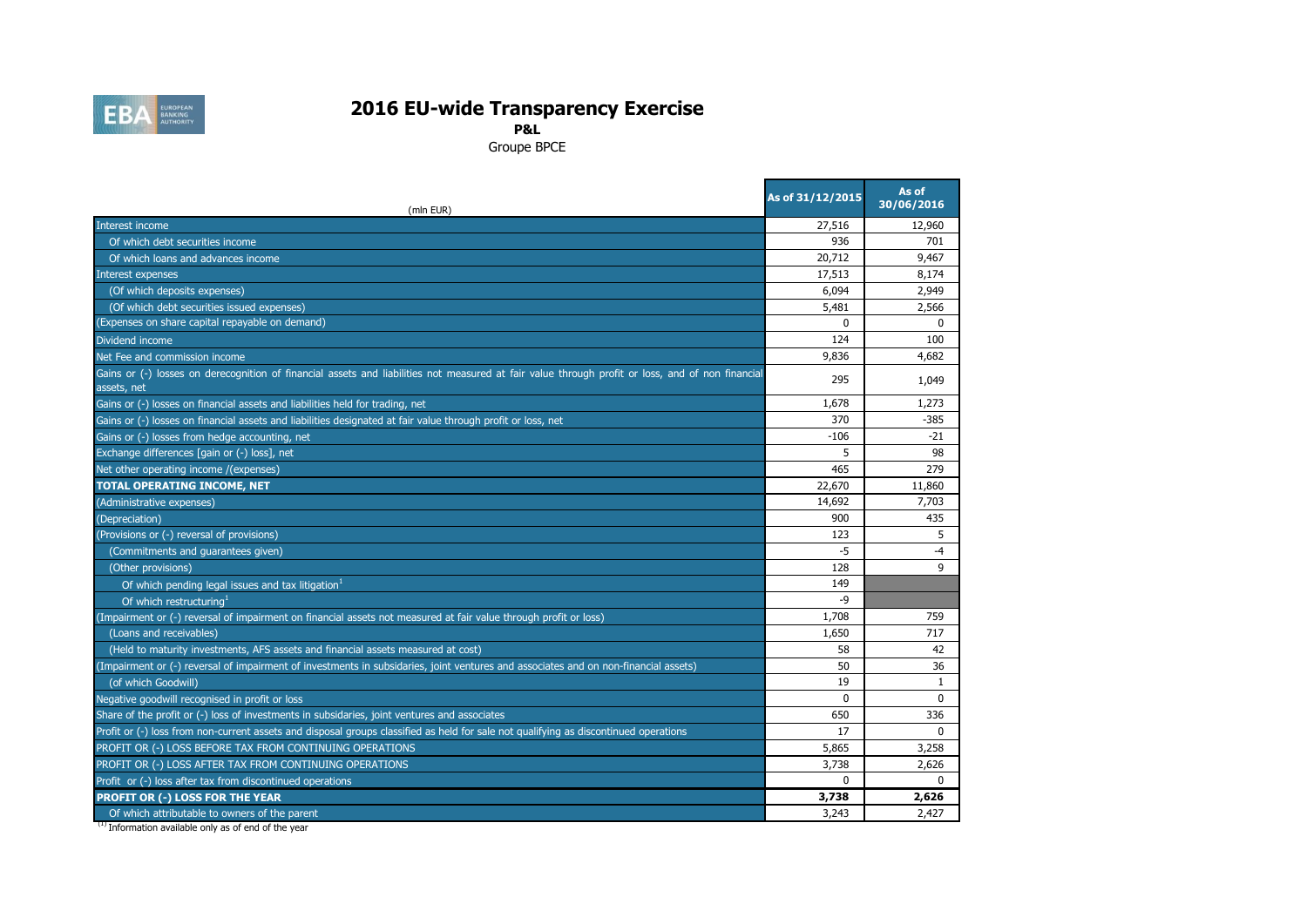# 2016 EU-wide Transparency Exercise

**P&L**

Groupe BPCE

| (mln EUR) | As of 31/12/2015 | As of 30/06/2016 |
|---|---|---|
| Interest income | 27,516 | 12,960 |
| Of which debt securities income | 936 | 701 |
| Of which loans and advances income | 20,712 | 9,467 |
| Interest expenses | 17,513 | 8,174 |
| (Of which deposits expenses) | 6,094 | 2,949 |
| (Of which debt securities issued expenses) | 5,481 | 2,566 |
| (Expenses on share capital repayable on demand) | 0 | 0 |
| Dividend income | 124 | 100 |
| Net Fee and commission income | 9,836 | 4,682 |
| Gains or (-) losses on derecognition of financial assets and liabilities not measured at fair value through profit or loss, and of non financial assets, net | 295 | 1,049 |
| Gains or (-) losses on financial assets and liabilities held for trading, net | 1,678 | 1,273 |
| Gains or (-) losses on financial assets and liabilities designated at fair value through profit or loss, net | 370 | -385 |
| Gains or (-) losses from hedge accounting, net | -106 | -21 |
| Exchange differences [gain or (-) loss], net | 5 | 98 |
| Net other operating income /(expenses) | 465 | 279 |
| **TOTAL OPERATING INCOME, NET** | 22,670 | 11,860 |
| (Administrative expenses) | 14,692 | 7,703 |
| (Depreciation) | 900 | 435 |
| (Provisions or (-) reversal of provisions) | 123 | 5 |
| (Commitments and guarantees given) | -5 | -4 |
| (Other provisions) | 128 | 9 |
| Of which pending legal issues and tax litigation[1] | 149 | |
| Of which restructuring[1] | -9 | |
| (Impairment or (-) reversal of impairment on financial assets not measured at fair value through profit or loss) | 1,708 | 759 |
| (Loans and receivables) | 1,650 | 717 |
| (Held to maturity investments, AFS assets and financial assets measured at cost) | 58 | 42 |
| (Impairment or (-) reversal of impairment of investments in subsidaries, joint ventures and associates and on non-financial assets) | 50 | 36 |
| (of which Goodwill) | 19 | 1 |
| Negative goodwill recognised in profit or loss | 0 | 0 |
| Share of the profit or (-) loss of investments in subsidaries, joint ventures and associates | 650 | 336 |
| Profit or (-) loss from non-current assets and disposal groups classified as held for sale not qualifying as discontinued operations | 17 | 0 |
| PROFIT OR (-) LOSS BEFORE TAX FROM CONTINUING OPERATIONS | 5,865 | 3,258 |
| PROFIT OR (-) LOSS AFTER TAX FROM CONTINUING OPERATIONS | 3,738 | 2,626 |
| Profit or (-) loss after tax from discontinued operations | 0 | 0 |
| **PROFIT OR (-) LOSS FOR THE YEAR** | **3,738** | **2,626** |
| Of which attributable to owners of the parent | 3,243 | 2,427 |

[1] Information available only as of end of the year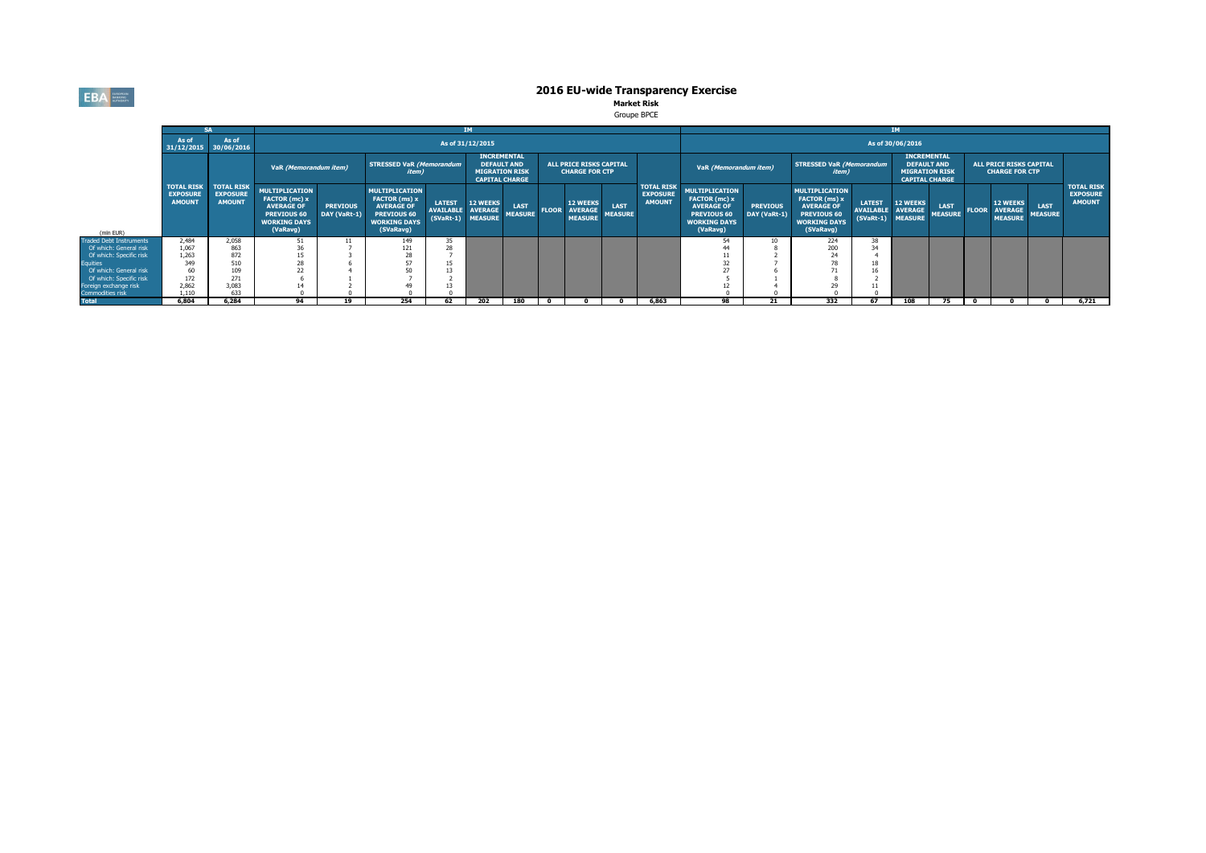# 2016 EU-wide Transparency Exercise

**Market Risk**

Groupe BPCE

| (mln EUR) | SA | | IM | | | | | | | | | | | IM | | | | | | | | | | |
|---|---|---|---|---|---|---|---|---|---|---|---|---|---|---|---|---|---|---|---|---|---|---|---|---|
| | As of 31/12/2015 | As of 30/06/2016 | As of 31/12/2015 | | | | | | | | | | | As of 30/06/2016 | | | | | | | | | | |
| | | | VaR (Memorandum item) | | STRESSED VaR (Memorandum item) | | INCREMENTAL DEFAULT AND MIGRATION RISK CAPITAL CHARGE | | ALL PRICE RISKS CAPITAL CHARGE FOR CTP | | | | | VaR (Memorandum item) | | STRESSED VaR (Memorandum item) | | INCREMENTAL DEFAULT AND MIGRATION RISK CAPITAL CHARGE | | ALL PRICE RISKS CAPITAL CHARGE FOR CTP | | | | |
| | TOTAL RISK EXPOSURE AMOUNT | TOTAL RISK EXPOSURE AMOUNT | MULTIPLICATION FACTOR (mc) x AVERAGE OF PREVIOUS 60 WORKING DAYS (VaRavg) | PREVIOUS DAY (VaRt-1) | MULTIPLICATION FACTOR (ms) x AVERAGE OF PREVIOUS 60 WORKING DAYS (SVaRavg) | LATEST AVAILABLE (SVaRt-1) | 12 WEEKS AVERAGE MEASURE | LAST MEASURE | FLOOR | 12 WEEKS AVERAGE MEASURE | LAST MEASURE | TOTAL RISK EXPOSURE AMOUNT | | MULTIPLICATION FACTOR (mc) x AVERAGE OF PREVIOUS 60 WORKING DAYS (VaRavg) | PREVIOUS DAY (VaRt-1) | MULTIPLICATION FACTOR (ms) x AVERAGE OF PREVIOUS 60 WORKING DAYS (SVaRavg) | LATEST AVAILABLE (SVaRt-1) | 12 WEEKS AVERAGE MEASURE | LAST MEASURE | FLOOR | 12 WEEKS AVERAGE MEASURE | LAST MEASURE | TOTAL RISK EXPOSURE AMOUNT | |
| Traded Debt Instruments | 2,484 | 2,058 | 51 | 11 | 149 | 35 | | | | | | | | 54 | 10 | 224 | 38 | | | | | | | |
| Of which: General risk | 1,067 | 863 | 36 | 7 | 121 | 28 | | | | | | | | 44 | 8 | 200 | 34 | | | | | | | |
| Of which: Specific risk | 1,263 | 872 | 15 | 3 | 28 | 7 | | | | | | | | 11 | 2 | 24 | 4 | | | | | | | |
| Equities | 349 | 510 | 28 | 6 | 57 | 15 | | | | | | | | 32 | 7 | 78 | 18 | | | | | | | |
| Of which: General risk | 60 | 109 | 22 | 4 | 50 | 13 | | | | | | | | 27 | 6 | 71 | 16 | | | | | | | |
| Of which: Specific risk | 172 | 271 | 6 | 1 | 7 | 2 | | | | | | | | 5 | 1 | 8 | 2 | | | | | | | |
| Foreign exchange risk | 2,862 | 3,083 | 14 | 2 | 49 | 13 | | | | | | | | 12 | 4 | 29 | 11 | | | | | | | |
| Commodities risk | 1,110 | 633 | 0 | 0 | 0 | 0 | | | | | | | | 0 | 0 | 0 | 0 | | | | | | | |
| Total | 6,804 | 6,284 | 94 | 19 | 254 | 62 | 202 | 180 | 0 | 0 | 0 | 6,863 | | 98 | 21 | 332 | 67 | 108 | 75 | 0 | 0 | 0 | 6,721 | |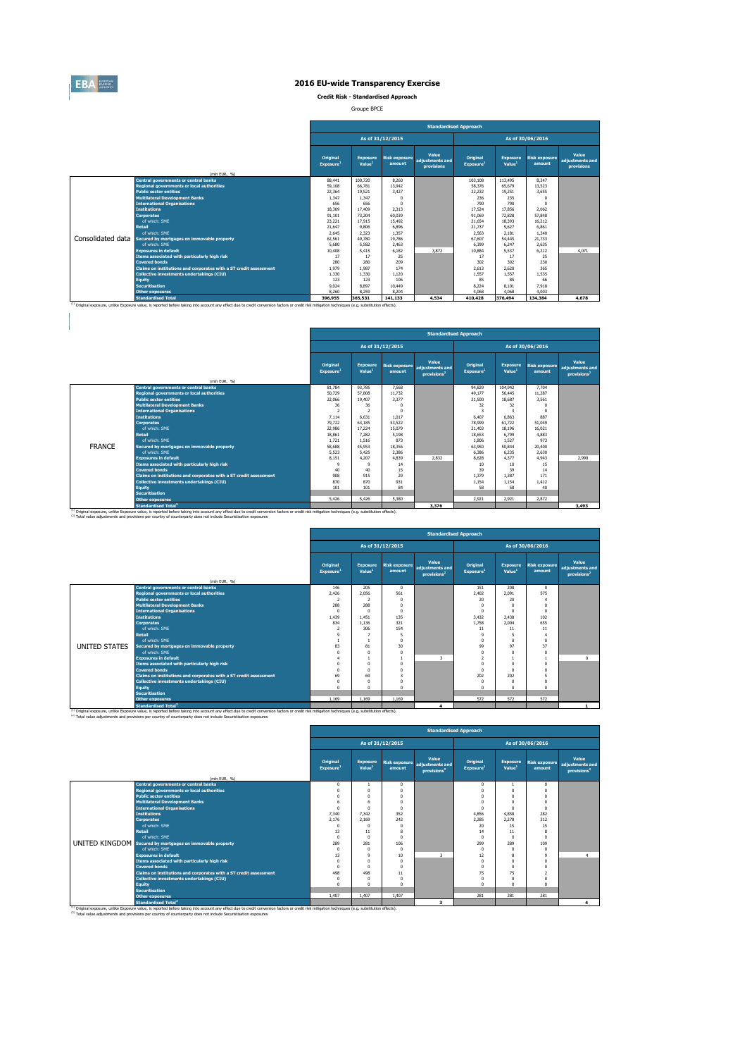# 2016 EU-wide Transparency Exercise

**Credit Risk - Standardised Approach**

Groupe BPCE

| | | Standardised Approach | | | | | | | |
|---|---|---|---|---|---|---|---|---|---|
| | | As of 31/12/2015 | | | | As of 30/06/2016 | | | |
| | (mln EUR, %) | Original Exposure[1] | Exposure Value[1] | Risk exposure amount | Value adjustments and provisions | Original Exposure[1] | Exposure Value[1] | Risk exposure amount | Value adjustments and provisions |
| Consolidated data | Central governments or central banks | 88,441 | 100,720 | 8,260 | | 103,108 | 113,495 | 8,347 | |
| | Regional governments or local authorities | 59,108 | 66,781 | 13,942 | | 58,376 | 65,679 | 13,523 | |
| | Public sector entities | 22,364 | 19,521 | 3,427 | | 22,232 | 19,251 | 3,655 | |
| | Multilateral Development Banks | 1,347 | 1,347 | 0 | | 236 | 235 | 0 | |
| | International Organisations | 656 | 656 | 0 | | 790 | 790 | 0 | |
| | Institutions | 18,309 | 17,409 | 2,313 | | 17,524 | 17,856 | 2,062 | |
| | Corporates | 91,101 | 73,204 | 60,039 | | 91,069 | 72,828 | 57,848 | |
| | of which: SME | 23,221 | 17,915 | 15,492 | | 21,654 | 18,393 | 16,212 | |
| | Retail | 21,647 | 9,806 | 6,896 | | 21,737 | 9,627 | 6,861 | |
| | of which: SME | 2,645 | 2,323 | 1,357 | | 2,563 | 2,181 | 1,340 | |
| | Secured by mortgages on immovable property | 62,561 | 49,780 | 19,786 | | 67,607 | 54,445 | 21,733 | |
| | of which: SME | 5,680 | 5,582 | 2,463 | | 6,399 | 6,247 | 2,635 | |
| | Exposures in default | 10,408 | 5,415 | 6,182 | 3,872 | 10,884 | 5,537 | 6,212 | 4,071 |
| | Items associated with particularly high risk | 17 | 17 | 25 | | 17 | 17 | 25 | |
| | Covered bonds | 280 | 280 | 209 | | 302 | 302 | 230 | |
| | Claims on institutions and corporates with a ST credit assessment | 1,979 | 1,987 | 174 | | 2,613 | 2,620 | 365 | |
| | Collective investments undertakings (CIU) | 1,330 | 1,330 | 1,120 | | 1,557 | 1,557 | 1,535 | |
| | Equity | 123 | 123 | 106 | | 85 | 85 | 66 | |
| | Securitisation | 9,024 | 8,897 | 10,449 | | 8,224 | 8,101 | 7,918 | |
| | Other exposures | 8,260 | 8,259 | 8,204 | | 4,068 | 4,068 | 4,003 | |
| | Standardised Total | 396,955 | 365,531 | 141,133 | 4,534 | 410,428 | 376,494 | 134,384 | 4,678 |

[1] Original exposure, unlike Exposure value, is reported before taking into account any effect due to credit conversion factors or credit risk mitigation techniques (e.g. substitution effects).

| | | Standardised Approach | | | | | | | |
|---|---|---|---|---|---|---|---|---|---|
| | | As of 31/12/2015 | | | | As of 30/06/2016 | | | |
| | (mln EUR, %) | Original Exposure[1] | Exposure Value[1] | Risk exposure amount | Value adjustments and provisions[2] | Original Exposure[1] | Exposure Value[1] | Risk exposure amount | Value adjustments and provisions[2] |
| FRANCE | Central governments or central banks | 81,784 | 93,785 | 7,568 | | 94,829 | 104,942 | 7,704 | |
| | Regional governments or local authorities | 50,729 | 57,808 | 11,732 | | 49,177 | 56,445 | 11,287 | |
| | Public sector entities | 22,066 | 19,407 | 3,377 | | 21,500 | 18,687 | 3,561 | |
| | Multilateral Development Banks | 36 | 36 | 0 | | 32 | 32 | 0 | |
| | International Organisations | 2 | 2 | 0 | | 3 | 3 | 0 | |
| | Institutions | 7,114 | 6,631 | 1,017 | | 6,407 | 6,863 | 887 | |
| | Corporates | 79,722 | 63,185 | 53,522 | | 78,999 | 61,722 | 51,049 | |
| | of which: SME | 22,986 | 17,224 | 15,079 | | 21,403 | 18,196 | 16,021 | |
| | Retail | 18,861 | 7,282 | 5,198 | | 18,653 | 6,799 | 4,883 | |
| | of which: SME | 1,721 | 1,516 | 873 | | 1,806 | 1,527 | 973 | |
| | Secured by mortgages on immovable property | 58,688 | 45,953 | 18,356 | | 63,950 | 50,844 | 20,400 | |
| | of which: SME | 5,523 | 5,425 | 2,386 | | 6,386 | 6,235 | 2,630 | |
| | Exposures in default | 8,151 | 4,207 | 4,839 | 2,832 | 8,628 | 4,377 | 4,943 | 2,990 |
| | Items associated with particularly high risk | 9 | 9 | 14 | | 10 | 10 | 15 | |
| | Covered bonds | 40 | 40 | 15 | | 39 | 39 | 14 | |
| | Claims on institutions and corporates with a ST credit assessment | 908 | 915 | 29 | | 1,379 | 1,387 | 171 | |
| | Collective investments undertakings (CIU) | 870 | 870 | 931 | | 1,154 | 1,154 | 1,412 | |
| | Equity | 101 | 101 | 84 | | 58 | 58 | 40 | |
| | Securitisation | | | | | | | | |
| | Other exposures | 5,426 | 5,426 | 5,380 | | 2,921 | 2,921 | 2,872 | |
| | Standardised Total[2] | | | | 3,376 | | | | 3,493 |

[1] Original exposure, unlike Exposure value, is reported before taking into account any effect due to credit conversion factors or credit risk mitigation techniques (e.g. substitution effects).
[2] Total value adjustments and provisions per country of counterparty does not include Securistisation exposures

| | | Standardised Approach | | | | | | | |
|---|---|---|---|---|---|---|---|---|---|
| | | As of 31/12/2015 | | | | As of 30/06/2016 | | | |
| | (mln EUR, %) | Original Exposure[1] | Exposure Value[1] | Risk exposure amount | Value adjustments and provisions[2] | Original Exposure[1] | Exposure Value[1] | Risk exposure amount | Value adjustments and provisions[2] |
| UNITED STATES | Central governments or central banks | 146 | 205 | 0 | | 151 | 208 | 0 | |
| | Regional governments or local authorities | 2,426 | 2,056 | 561 | | 2,402 | 2,091 | 575 | |
| | Public sector entities | 2 | 2 | 0 | | 20 | 20 | 4 | |
| | Multilateral Development Banks | 288 | 288 | 0 | | 0 | 0 | 0 | |
| | International Organisations | 0 | 0 | 0 | | 0 | 0 | 0 | |
| | Institutions | 1,439 | 1,451 | 135 | | 3,432 | 3,438 | 102 | |
| | Corporates | 834 | 1,136 | 321 | | 1,758 | 2,004 | 655 | |
| | of which: SME | 2 | 306 | 154 | | 11 | 11 | 11 | |
| | Retail | 9 | 7 | 5 | | 9 | 5 | 4 | |
| | of which: SME | 1 | 1 | 0 | | 0 | 0 | 0 | |
| | Secured by mortgages on immovable property | 83 | 81 | 30 | | 99 | 97 | 37 | |
| | of which: SME | 0 | 0 | 0 | | 0 | 0 | 0 | |
| | Exposures in default | 4 | 1 | 1 | 3 | 2 | 1 | 1 | 0 |
| | Items associated with particularly high risk | 0 | 0 | 0 | | 0 | 0 | 0 | |
| | Covered bonds | 0 | 0 | 0 | | 0 | 0 | 0 | |
| | Claims on institutions and corporates with a ST credit assessment | 69 | 69 | 3 | | 202 | 202 | 5 | |
| | Collective investments undertakings (CIU) | 0 | 0 | 0 | | 0 | 0 | 0 | |
| | Equity | 0 | 0 | 0 | | 0 | 0 | 0 | |
| | Securitisation | | | | | | | | |
| | Other exposures | 1,169 | 1,169 | 1,169 | | 572 | 572 | 572 | |
| | Standardised Total[2] | | | | 4 | | | | 1 |

[1] Original exposure, unlike Exposure value, is reported before taking into account any effect due to credit conversion factors or credit risk mitigation techniques (e.g. substitution effects).
[2] Total value adjustments and provisions per country of counterparty does not include Securistisation exposures

| | | Standardised Approach | | | | | | | |
|---|---|---|---|---|---|---|---|---|---|
| | | As of 31/12/2015 | | | | As of 30/06/2016 | | | |
| | (mln EUR, %) | Original Exposure[1] | Exposure Value[1] | Risk exposure amount | Value adjustments and provisions[2] | Original Exposure[1] | Exposure Value[1] | Risk exposure amount | Value adjustments and provisions[2] |
| UNITED KINGDOM | Central governments or central banks | 0 | 1 | 0 | | 0 | 1 | 0 | |
| | Regional governments or local authorities | 0 | 0 | 0 | | 0 | 0 | 0 | |
| | Public sector entities | 0 | 0 | 0 | | 0 | 0 | 0 | |
| | Multilateral Development Banks | 6 | 6 | 0 | | 0 | 0 | 0 | |
| | International Organisations | 0 | 0 | 0 | | 0 | 0 | 0 | |
| | Institutions | 7,340 | 7,342 | 352 | | 4,856 | 4,858 | 282 | |
| | Corporates | 2,176 | 2,169 | 242 | | 2,285 | 2,278 | 312 | |
| | of which: SME | 0 | 0 | 0 | | 20 | 15 | 15 | |
| | Retail | 13 | 11 | 8 | | 14 | 11 | 8 | |
| | of which: SME | 0 | 0 | 0 | | 0 | 0 | 0 | |
| | Secured by mortgages on immovable property | 289 | 281 | 106 | | 299 | 289 | 109 | |
| | of which: SME | 0 | 0 | 0 | | 0 | 0 | 0 | |
| | Exposures in default | 13 | 9 | 10 | 3 | 12 | 8 | 9 | 4 |
| | Items associated with particularly high risk | 0 | 0 | 0 | | 0 | 0 | 0 | |
| | Covered bonds | 0 | 0 | 0 | | 0 | 0 | 0 | |
| | Claims on institutions and corporates with a ST credit assessment | 498 | 498 | 11 | | 75 | 75 | 2 | |
| | Collective investments undertakings (CIU) | 0 | 0 | 0 | | 0 | 0 | 0 | |
| | Equity | 0 | 0 | 0 | | 0 | 0 | 0 | |
| | Securitisation | | | | | | | | |
| | Other exposures | 1,407 | 1,407 | 1,407 | | 281 | 281 | 281 | |
| | Standardised Total[2] | | | | 3 | | | | 4 |

[1] Original exposure, unlike Exposure value, is reported before taking into account any effect due to credit conversion factors or credit risk mitigation techniques (e.g. substitution effects).
[2] Total value adjustments and provisions per country of counterparty does not include Securistisation exposures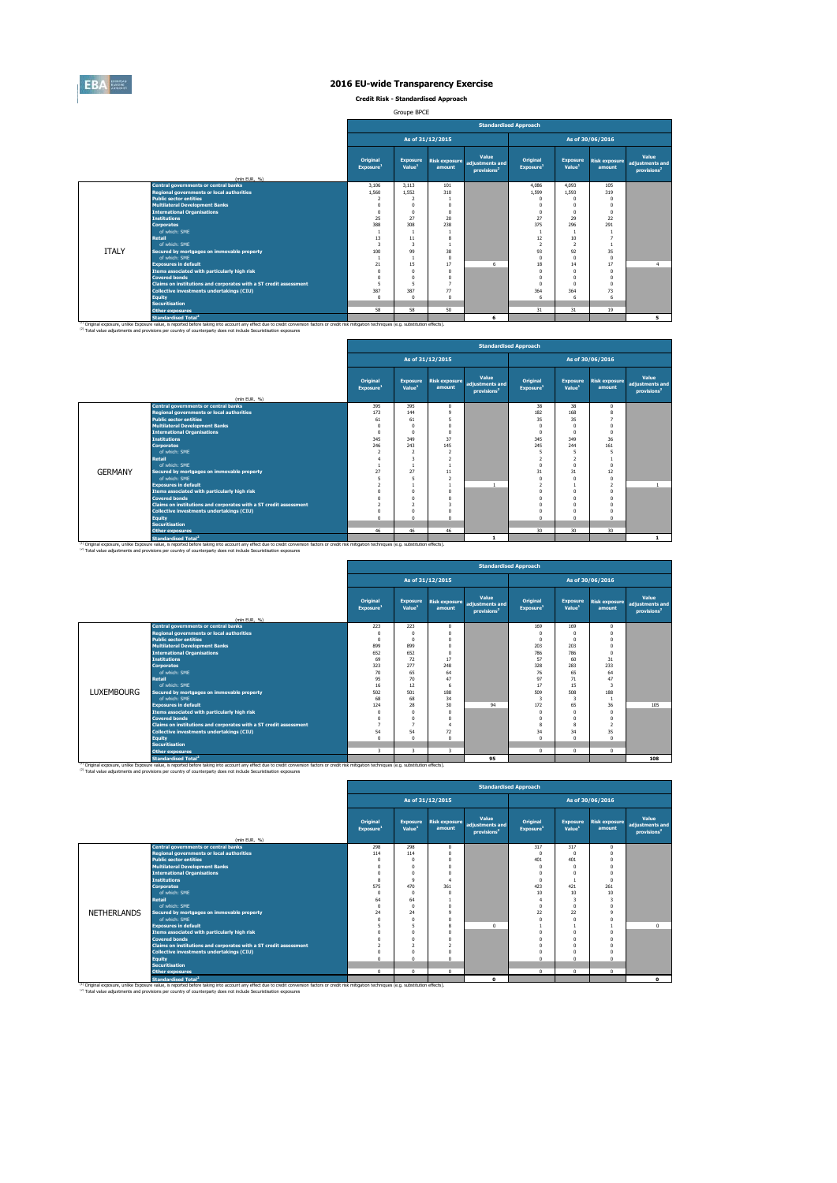# 2016 EU-wide Transparency Exercise

**Credit Risk - Standardised Approach**

Groupe BPCE

| | (mln EUR, %) | Standardised Approach | | | | | | | |
|---|---|---|---|---|---|---|---|---|---|
| | | As of 31/12/2015 | | | | As of 30/06/2016 | | | |
| | | Original Exposure[1] | Exposure Value[1] | Risk exposure amount | Value adjustments and provisions[2] | Original Exposure[1] | Exposure Value[1] | Risk exposure amount | Value adjustments and provisions[2] |
| ITALY | Central governments or central banks | 3,106 | 3,113 | 101 | | 4,086 | 4,093 | 105 | |
| | Regional governments or local authorities | 1,560 | 1,552 | 310 | | 1,599 | 1,593 | 319 | |
| | Public sector entities | 2 | 2 | 1 | | 0 | 0 | 0 | |
| | Multilateral Development Banks | 0 | 0 | 0 | | 0 | 0 | 0 | |
| | International Organisations | 0 | 0 | 0 | | 0 | 0 | 0 | |
| | Institutions | 25 | 27 | 20 | | 27 | 29 | 22 | |
| | Corporates | 388 | 308 | 238 | | 375 | 296 | 291 | |
| | of which: SME | 1 | 1 | 1 | | 1 | 1 | 1 | |
| | Retail | 13 | 11 | 8 | | 12 | 10 | 7 | |
| | of which: SME | 3 | 3 | 1 | | 2 | 2 | 1 | |
| | Secured by mortgages on immovable property | 100 | 99 | 38 | | 93 | 92 | 35 | |
| | of which: SME | 1 | 1 | 0 | | 0 | 0 | 0 | |
| | Exposures in default | 21 | 15 | 17 | 6 | 18 | 14 | 17 | 4 |
| | Items associated with particularly high risk | 0 | 0 | 0 | | 0 | 0 | 0 | |
| | Covered bonds | 0 | 0 | 0 | | 0 | 0 | 0 | |
| | Claims on institutions and corporates with a ST credit assessment | 5 | 5 | 7 | | 0 | 0 | 0 | |
| | Collective investments undertakings (CIU) | 387 | 387 | 77 | | 364 | 364 | 73 | |
| | Equity | 0 | 0 | 0 | | 6 | 6 | 6 | |
| | Securitisation | | | | | | | | |
| | Other exposures | 58 | 58 | 50 | | 31 | 31 | 19 | |
| | Standardised Total[2] | | | | 6 | | | | 5 |

[1] Original exposure, unlike Exposure value, is reported before taking into account any effect due to credit conversion factors or credit risk mitigation techniques (e.g. substitution effects).
[2] Total value adjustments and provisions per country of counterparty does not include Securitisation exposures

| | (mln EUR, %) | Standardised Approach | | | | | | | |
|---|---|---|---|---|---|---|---|---|---|
| | | As of 31/12/2015 | | | | As of 30/06/2016 | | | |
| | | Original Exposure[1] | Exposure Value[1] | Risk exposure amount | Value adjustments and provisions[2] | Original Exposure[1] | Exposure Value[1] | Risk exposure amount | Value adjustments and provisions[2] |
| GERMANY | Central governments or central banks | 395 | 395 | 0 | | 38 | 38 | 0 | |
| | Regional governments or local authorities | 173 | 144 | 9 | | 182 | 168 | 8 | |
| | Public sector entities | 61 | 61 | 5 | | 35 | 35 | 7 | |
| | Multilateral Development Banks | 0 | 0 | 0 | | 0 | 0 | 0 | |
| | International Organisations | 0 | 0 | 0 | | 0 | 0 | 0 | |
| | Institutions | 345 | 349 | 37 | | 345 | 349 | 36 | |
| | Corporates | 246 | 243 | 145 | | 245 | 244 | 161 | |
| | of which: SME | 2 | 2 | 2 | | 5 | 5 | 5 | |
| | Retail | 4 | 3 | 2 | | 2 | 2 | 1 | |
| | of which: SME | 1 | 1 | 1 | | 0 | 0 | 0 | |
| | Secured by mortgages on immovable property | 27 | 27 | 11 | | 31 | 31 | 12 | |
| | of which: SME | 5 | 5 | 2 | | 0 | 0 | 0 | |
| | Exposures in default | 2 | 1 | 1 | 1 | 2 | 1 | 2 | 1 |
| | Items associated with particularly high risk | 0 | 0 | 0 | | 0 | 0 | 0 | |
| | Covered bonds | 0 | 0 | 0 | | 0 | 0 | 0 | |
| | Claims on institutions and corporates with a ST credit assessment | 2 | 2 | 3 | | 0 | 0 | 0 | |
| | Collective investments undertakings (CIU) | 0 | 0 | 0 | | 0 | 0 | 0 | |
| | Equity | 0 | 0 | 0 | | 0 | 0 | 0 | |
| | Securitisation | | | | | | | | |
| | Other exposures | 46 | 46 | 46 | | 30 | 30 | 30 | |
| | Standardised Total[2] | | | | 1 | | | | 1 |

[1] Original exposure, unlike Exposure value, is reported before taking into account any effect due to credit conversion factors or credit risk mitigation techniques (e.g. substitution effects).
[2] Total value adjustments and provisions per country of counterparty does not include Securitisation exposures

| | (mln EUR, %) | Standardised Approach | | | | | | | |
|---|---|---|---|---|---|---|---|---|---|
| | | As of 31/12/2015 | | | | As of 30/06/2016 | | | |
| | | Original Exposure[1] | Exposure Value[1] | Risk exposure amount | Value adjustments and provisions[2] | Original Exposure[1] | Exposure Value[1] | Risk exposure amount | Value adjustments and provisions[2] |
| LUXEMBOURG | Central governments or central banks | 223 | 223 | 0 | | 169 | 169 | 0 | |
| | Regional governments or local authorities | 0 | 0 | 0 | | 0 | 0 | 0 | |
| | Public sector entities | 0 | 0 | 0 | | 0 | 0 | 0 | |
| | Multilateral Development Banks | 899 | 899 | 0 | | 203 | 203 | 0 | |
| | International Organisations | 652 | 652 | 0 | | 786 | 786 | 0 | |
| | Institutions | 69 | 72 | 17 | | 57 | 60 | 31 | |
| | Corporates | 323 | 277 | 248 | | 328 | 283 | 233 | |
| | of which: SME | 70 | 65 | 64 | | 76 | 65 | 64 | |
| | Retail | 95 | 70 | 47 | | 97 | 71 | 47 | |
| | of which: SME | 16 | 12 | 6 | | 17 | 15 | 3 | |
| | Secured by mortgages on immovable property | 502 | 501 | 188 | | 509 | 508 | 188 | |
| | of which: SME | 68 | 68 | 34 | | 3 | 3 | 1 | |
| | Exposures in default | 124 | 28 | 30 | 94 | 172 | 65 | 36 | 105 |
| | Items associated with particularly high risk | 0 | 0 | 0 | | 0 | 0 | 0 | |
| | Covered bonds | 0 | 0 | 0 | | 0 | 0 | 0 | |
| | Claims on institutions and corporates with a ST credit assessment | 7 | 7 | 4 | | 8 | 8 | 2 | |
| | Collective investments undertakings (CIU) | 54 | 54 | 72 | | 34 | 34 | 35 | |
| | Equity | 0 | 0 | 0 | | 0 | 0 | 0 | |
| | Securitisation | | | | | | | | |
| | Other exposures | 3 | 3 | 3 | | 0 | 0 | 0 | |
| | Standardised Total[2] | | | | 95 | | | | 108 |

[1] Original exposure, unlike Exposure value, is reported before taking into account any effect due to credit conversion factors or credit risk mitigation techniques (e.g. substitution effects).
[2] Total value adjustments and provisions per country of counterparty does not include Securitisation exposures

| | (mln EUR, %) | Standardised Approach | | | | | | | |
|---|---|---|---|---|---|---|---|---|---|
| | | As of 31/12/2015 | | | | As of 30/06/2016 | | | |
| | | Original Exposure[1] | Exposure Value[1] | Risk exposure amount | Value adjustments and provisions[2] | Original Exposure[1] | Exposure Value[1] | Risk exposure amount | Value adjustments and provisions[2] |
| NETHERLANDS | Central governments or central banks | 298 | 298 | 0 | | 317 | 317 | 0 | |
| | Regional governments or local authorities | 114 | 114 | 0 | | 0 | 0 | 0 | |
| | Public sector entities | 0 | 0 | 0 | | 401 | 401 | 0 | |
| | Multilateral Development Banks | 0 | 0 | 0 | | 0 | 0 | 0 | |
| | International Organisations | 0 | 0 | 0 | | 0 | 0 | 0 | |
| | Institutions | 8 | 9 | 4 | | 0 | 1 | 0 | |
| | Corporates | 575 | 470 | 361 | | 423 | 421 | 261 | |
| | of which: SME | 0 | 0 | 0 | | 10 | 10 | 10 | |
| | Retail | 64 | 64 | 1 | | 4 | 3 | 3 | |
| | of which: SME | 0 | 0 | 0 | | 0 | 0 | 0 | |
| | Secured by mortgages on immovable property | 24 | 24 | 9 | | 22 | 22 | 9 | |
| | of which: SME | 0 | 0 | 0 | | 0 | 0 | 0 | |
| | Exposures in default | 5 | 5 | 8 | 0 | 1 | 1 | 1 | 0 |
| | Items associated with particularly high risk | 0 | 0 | 0 | | 0 | 0 | 0 | |
| | Covered bonds | 0 | 0 | 0 | | 0 | 0 | 0 | |
| | Claims on institutions and corporates with a ST credit assessment | 2 | 2 | 2 | | 0 | 0 | 0 | |
| | Collective investments undertakings (CIU) | 0 | 0 | 0 | | 0 | 0 | 0 | |
| | Equity | 0 | 0 | 0 | | 0 | 0 | 0 | |
| | Securitisation | | | | | | | | |
| | Other exposures | 0 | 0 | 0 | | 0 | 0 | 0 | |
| | Standardised Total[2] | | | | 0 | | | | 0 |

[1] Original exposure, unlike Exposure value, is reported before taking into account any effect due to credit conversion factors or credit risk mitigation techniques (e.g. substitution effects).
[2] Total value adjustments and provisions per country of counterparty does not include Securitisation exposures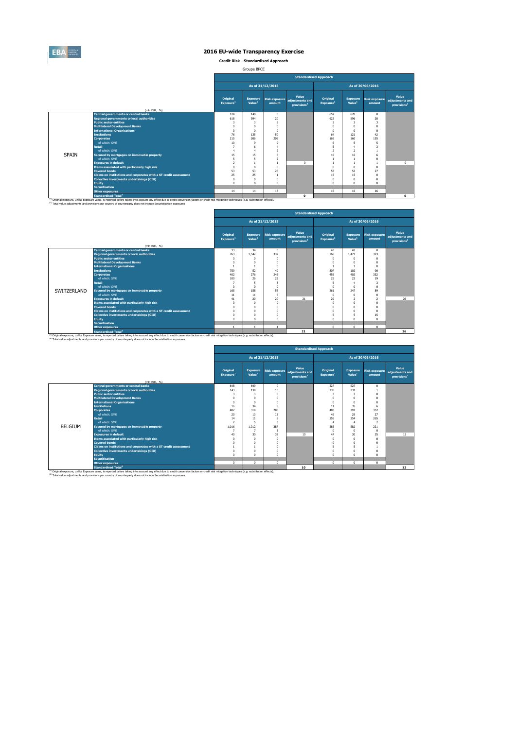# 2016 EU-wide Transparency Exercise

**Credit Risk - Standardised Approach**

Groupe BPCE

| | (mln EUR, %) | As of 31/12/2015 Original Exposure[1] | Exposure Value[1] | Risk exposure amount | Value adjustments and provisions[2] | As of 30/06/2016 Original Exposure[1] | Exposure Value[1] | Risk exposure amount | Value adjustments and provisions[2] |
|---|---|---|---|---|---|---|---|---|---|
| SPAIN | Central governments or central banks | 124 | 148 | 0 | | 652 | 678 | 0 | |
| | Regional governments or local authorities | 618 | 594 | 20 | | 622 | 596 | 20 | |
| | Public sector entities | 3 | 3 | 3 | | 3 | 3 | 3 | |
| | Multilateral Development Banks | 0 | 0 | 0 | | 0 | 0 | 0 | |
| | International Organisations | 0 | 0 | 0 | | 0 | 0 | 0 | |
| | Institutions | 76 | 135 | 50 | | 64 | 121 | 42 | |
| | Corporates | 215 | 206 | 205 | | 169 | 160 | 155 | |
| | of which: SME | 10 | 9 | 9 | | 6 | 5 | 5 | |
| | Retail | 7 | 6 | 4 | | 5 | 4 | 3 | |
| | of which: SME | 4 | 4 | 2 | | 2 | 2 | 1 | |
| | Secured by mortgages on immovable property | 15 | 15 | 6 | | 16 | 16 | 6 | |
| | of which: SME | 5 | 5 | 2 | | 1 | 1 | 0 | |
| | Exposures in default | 2 | 1 | 1 | 0 | 1 | 1 | 1 | 0 |
| | Items associated with particularly high risk | 0 | 0 | 0 | | 0 | 0 | 0 | |
| | Covered bonds | 53 | 53 | 26 | | 53 | 53 | 27 | |
| | Claims on institutions and corporates with a ST credit assessment | 25 | 25 | 1 | | 15 | 15 | 0 | |
| | Collective investments undertakings (CIU) | 0 | 0 | 0 | | 0 | 0 | 0 | |
| | Equity | 0 | 0 | 0 | | 0 | 0 | 0 | |
| | Securitisation | | | | | | | | |
| | Other exposures | 14 | 14 | 13 | | 16 | 16 | 16 | |
| | Standardised Total[2] | | | | 0 | | | | 0 |

[1] Original exposure, unlike Exposure value, is reported before taking into account any effect due to credit conversion factors or credit risk mitigation techniques (e.g. substitution effects).
[2] Total value adjustments and provisions per country of counterparty does not include Securitisation exposures

| | (mln EUR, %) | As of 31/12/2015 Original Exposure[1] | Exposure Value[1] | Risk exposure amount | Value adjustments and provisions[2] | As of 30/06/2016 Original Exposure[1] | Exposure Value[1] | Risk exposure amount | Value adjustments and provisions[2] |
|---|---|---|---|---|---|---|---|---|---|
| SWITZERLAND | Central governments or central banks | 33 | 34 | 0 | | 43 | 43 | 0 | |
| | Regional governments or local authorities | 763 | 1,542 | 337 | | 766 | 1,477 | 323 | |
| | Public sector entities | 0 | 0 | 0 | | 0 | 0 | 0 | |
| | Multilateral Development Banks | 0 | 0 | 0 | | 0 | 0 | 0 | |
| | International Organisations | 1 | 1 | 0 | | 1 | 1 | 0 | |
| | Institutions | 759 | 52 | 40 | | 807 | 102 | 90 | |
| | Corporates | 402 | 276 | 245 | | 456 | 402 | 352 | |
| | of which: SME | 100 | 26 | 23 | | 25 | 22 | 19 | |
| | Retail | 7 | 5 | 3 | | 5 | 4 | 3 | |
| | of which: SME | 0 | 0 | 0 | | 0 | 0 | 0 | |
| | Secured by mortgages on immovable property | 165 | 158 | 58 | | 261 | 247 | 89 | |
| | of which: SME | 11 | 11 | 5 | | 0 | 0 | 0 | |
| | Exposures in default | 41 | 20 | 20 | 21 | 29 | 2 | 2 | 26 |
| | Items associated with particularly high risk | 0 | 0 | 0 | | 0 | 0 | 0 | |
| | Covered bonds | 0 | 0 | 0 | | 0 | 0 | 0 | |
| | Claims on institutions and corporates with a ST credit assessment | 0 | 0 | 0 | | 0 | 0 | 0 | |
| | Collective investments undertakings (CIU) | 0 | 0 | 0 | | 5 | 5 | 15 | |
| | Equity | 0 | 0 | 0 | | 0 | 0 | 0 | |
| | Securitisation | | | | | | | | |
| | Other exposures | 1 | 1 | 1 | | 0 | 0 | 0 | |
| | Standardised Total[2] | | | | 21 | | | | 26 |

[1] Original exposure, unlike Exposure value, is reported before taking into account any effect due to credit conversion factors or credit risk mitigation techniques (e.g. substitution effects).
[2] Total value adjustments and provisions per country of counterparty does not include Securitisation exposures

| | (mln EUR, %) | As of 31/12/2015 Original Exposure[1] | Exposure Value[1] | Risk exposure amount | Value adjustments and provisions[2] | As of 30/06/2016 Original Exposure[1] | Exposure Value[1] | Risk exposure amount | Value adjustments and provisions[2] |
|---|---|---|---|---|---|---|---|---|---|
| BELGIUM | Central governments or central banks | 648 | 649 | 0 | | 527 | 527 | 0 | |
| | Regional governments or local authorities | 143 | 139 | 10 | | 235 | 231 | 1 | |
| | Public sector entities | 3 | 3 | 0 | | 3 | 3 | 0 | |
| | Multilateral Development Banks | 0 | 0 | 0 | | 0 | 0 | 0 | |
| | International Organisations | 0 | 0 | 0 | | 0 | 0 | 0 | |
| | Institutions | 16 | 34 | 8 | | 11 | 35 | 6 | |
| | Corporates | 407 | 319 | 286 | | 483 | 397 | 352 | |
| | of which: SME | 20 | 13 | 13 | | 49 | 29 | 27 | |
| | Retail | 14 | 11 | 8 | | 356 | 354 | 265 | |
| | of which: SME | 7 | 5 | 3 | | 4 | 4 | 2 | |
| | Secured by mortgages on immovable property | 1,016 | 1,012 | 387 | | 585 | 582 | 221 | |
| | of which: SME | 7 | 7 | 3 | | 0 | 0 | 0 | |
| | Exposures in default | 40 | 30 | 32 | 10 | 47 | 30 | 35 | 12 |
| | Items associated with particularly high risk | 0 | 0 | 0 | | 0 | 0 | 0 | |
| | Covered bonds | 0 | 0 | 0 | | 0 | 0 | 0 | |
| | Claims on institutions and corporates with a ST credit assessment | 1 | 1 | 0 | | 5 | 5 | 1 | |
| | Collective investments undertakings (CIU) | 0 | 0 | 0 | | 0 | 0 | 0 | |
| | Equity | 0 | 0 | 0 | | 0 | 0 | 0 | |
| | Securitisation | | | | | | | | |
| | Other exposures | 0 | 0 | 0 | | 0 | 0 | 0 | |
| | Standardised Total[2] | | | | 10 | | | | 12 |

[1] Original exposure, unlike Exposure value, is reported before taking into account any effect due to credit conversion factors or credit risk mitigation techniques (e.g. substitution effects).
[2] Total value adjustments and provisions per country of counterparty does not include Securitisation exposures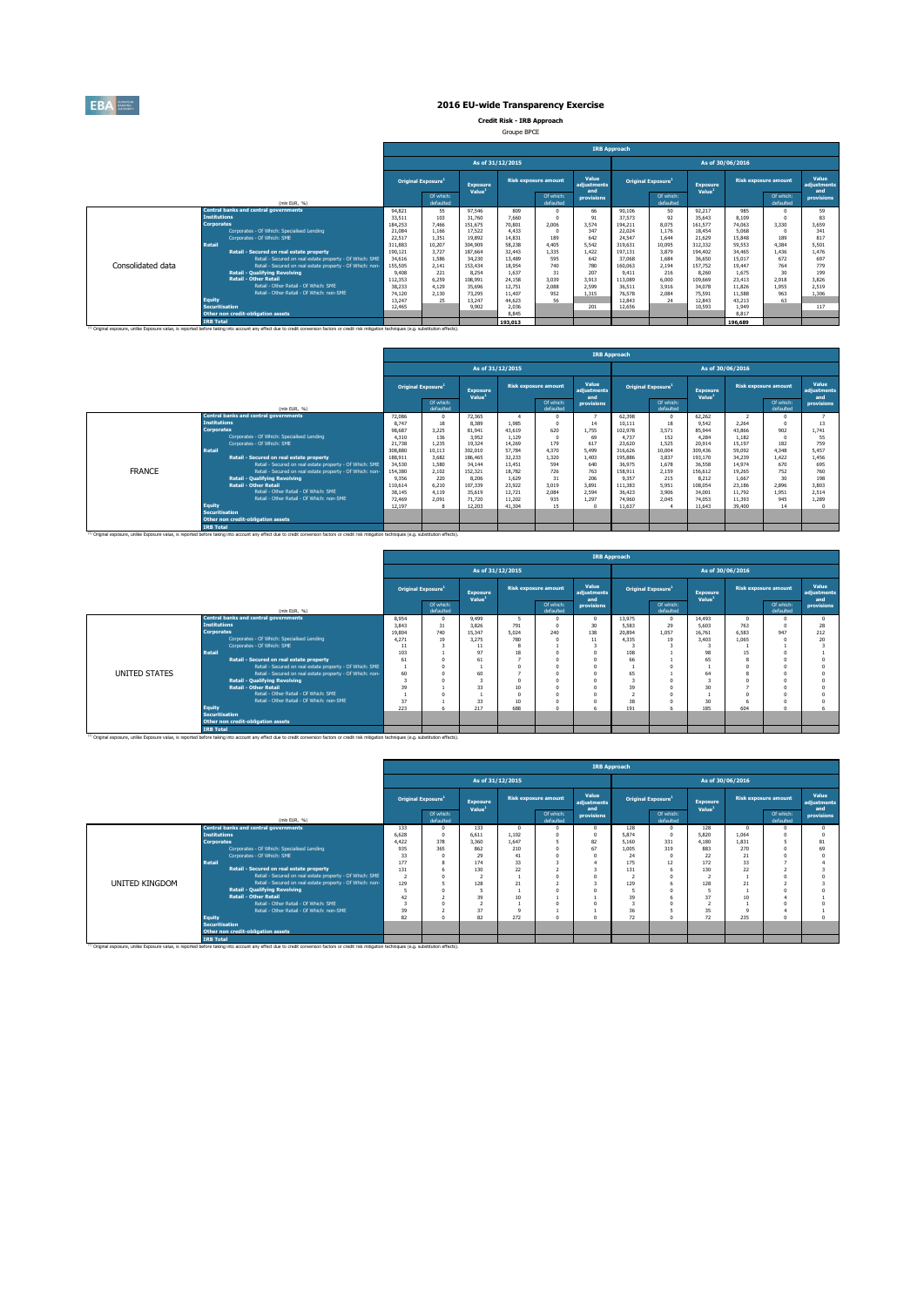# 2016 EU-wide Transparency Exercise

**Credit Risk - IRB Approach**

Groupe BPCE

| | (mln EUR, %) | As of 31/12/2015 Original Exposure[1] | Of which: defaulted | Exposure Value[1] | Risk exposure amount | Of which: defaulted | Value adjustments and provisions | As of 30/06/2016 Original Exposure[1] | Of which: defaulted | Exposure Value[1] | Risk exposure amount | Of which: defaulted | Value adjustments and provisions |
|---|---|---|---|---|---|---|---|---|---|---|---|---|---|
| Consolidated data | Central banks and central governments | 94,821 | 55 | 97,546 | 809 | 0 | 66 | 90,106 | 50 | 92,217 | 985 | 0 | 59 |
| | Institutions | 33,511 | 103 | 31,760 | 7,660 | 0 | 91 | 37,573 | 92 | 35,643 | 8,109 | 0 | 83 |
| | Corporates | 184,253 | 7,466 | 151,675 | 70,801 | 2,006 | 3,574 | 194,211 | 8,075 | 161,577 | 74,063 | 3,330 | 3,659 |
| | Corporates - Of Which: Specialised Lending | 21,084 | 1,166 | 17,522 | 4,433 | 0 | 347 | 22,024 | 1,176 | 18,454 | 5,068 | 0 | 341 |
| | Corporates - Of Which: SME | 22,517 | 1,351 | 19,892 | 14,831 | 189 | 642 | 24,547 | 1,644 | 21,629 | 15,848 | 189 | 817 |
| | Retail | 311,883 | 10,207 | 304,909 | 58,238 | 4,405 | 5,542 | 319,631 | 10,095 | 312,332 | 59,553 | 4,384 | 5,501 |
| | Retail - Secured on real estate property | 190,121 | 3,727 | 187,664 | 32,443 | 1,335 | 1,422 | 197,131 | 3,879 | 194,402 | 34,465 | 1,436 | 1,476 |
| | Retail - Secured on real estate property - Of Which: SME | 34,616 | 1,586 | 34,230 | 13,489 | 595 | 642 | 37,068 | 1,684 | 36,650 | 15,017 | 672 | 697 |
| | Retail - Secured on real estate property - Of Which: non-SME | 155,505 | 2,141 | 153,434 | 18,954 | 740 | 780 | 160,063 | 2,194 | 157,752 | 19,447 | 764 | 779 |
| | Retail - Qualifying Revolving | 9,408 | 221 | 8,254 | 1,637 | 31 | 207 | 9,411 | 216 | 8,260 | 1,675 | 30 | 199 |
| | Retail - Other Retail | 112,353 | 6,259 | 108,991 | 24,158 | 3,039 | 3,913 | 113,089 | 6,000 | 109,669 | 23,413 | 2,918 | 3,826 |
| | Retail - Other Retail - Of Which: SME | 38,233 | 4,129 | 35,696 | 12,751 | 2,088 | 2,599 | 36,511 | 3,916 | 34,078 | 11,826 | 1,955 | 2,519 |
| | Retail - Other Retail - Of Which: non-SME | 74,120 | 2,130 | 73,295 | 11,407 | 952 | 1,315 | 76,578 | 2,084 | 75,591 | 11,588 | 963 | 1,306 |
| | Equity | 13,247 | 25 | 13,247 | 44,623 | 56 | | 12,843 | 24 | 12,843 | 43,213 | 63 | |
| | Securitisation | 12,465 | | 9,902 | 2,036 | | 201 | 12,656 | | 10,593 | 1,949 | | 117 |
| | Other non credit-obligation assets | | | | 8,845 | | | | | | 8,817 | | |
| | IRB Total | | | | 193,013 | | | | | | 196,689 | | |

[1] Original exposure, unlike Exposure value, is reported before taking into account any effect due to credit conversion factors or credit risk mitigation techniques (e.g. substitution effects).

| | (mln EUR, %) | As of 31/12/2015 Original Exposure[1] | Of which: defaulted | Exposure Value[1] | Risk exposure amount | Of which: defaulted | Value adjustments and provisions | As of 30/06/2016 Original Exposure[1] | Of which: defaulted | Exposure Value[1] | Risk exposure amount | Of which: defaulted | Value adjustments and provisions |
|---|---|---|---|---|---|---|---|---|---|---|---|---|---|
| FRANCE | Central banks and central governments | 72,086 | 0 | 72,365 | 4 | 0 | 7 | 62,398 | 0 | 62,262 | 2 | 0 | 7 |
| | Institutions | 8,747 | 18 | 8,389 | 1,985 | 0 | 14 | 10,111 | 18 | 9,542 | 2,264 | 0 | 13 |
| | Corporates | 98,687 | 3,225 | 81,941 | 43,619 | 620 | 1,755 | 102,978 | 3,571 | 85,944 | 43,866 | 902 | 1,741 |
| | Corporates - Of Which: Specialised Lending | 4,310 | 136 | 3,952 | 1,129 | 0 | 69 | 4,737 | 152 | 4,284 | 1,182 | 0 | 55 |
| | Corporates - Of Which: SME | 21,738 | 1,235 | 19,324 | 14,269 | 179 | 617 | 23,620 | 1,525 | 20,914 | 15,197 | 182 | 759 |
| | Retail | 308,880 | 10,113 | 302,010 | 57,784 | 4,370 | 5,499 | 316,626 | 10,004 | 309,436 | 59,092 | 4,348 | 5,457 |
| | Retail - Secured on real estate property | 188,911 | 3,682 | 186,465 | 32,233 | 1,320 | 1,403 | 195,886 | 3,837 | 193,170 | 34,239 | 1,422 | 1,456 |
| | Retail - Secured on real estate property - Of Which: SME | 34,530 | 1,580 | 34,144 | 13,451 | 594 | 640 | 36,975 | 1,678 | 36,558 | 14,974 | 670 | 695 |
| | Retail - Secured on real estate property - Of Which: non-SME | 154,380 | 2,102 | 152,321 | 18,782 | 726 | 763 | 158,911 | 2,159 | 156,612 | 19,265 | 752 | 760 |
| | Retail - Qualifying Revolving | 9,356 | 220 | 8,206 | 1,629 | 31 | 206 | 9,357 | 215 | 8,212 | 1,667 | 30 | 198 |
| | Retail - Other Retail | 110,614 | 6,210 | 107,339 | 23,922 | 3,019 | 3,891 | 111,383 | 5,951 | 108,054 | 23,186 | 2,896 | 3,803 |
| | Retail - Other Retail - Of Which: SME | 38,145 | 4,119 | 35,619 | 12,721 | 2,084 | 2,594 | 36,423 | 3,906 | 34,001 | 11,792 | 1,951 | 2,514 |
| | Retail - Other Retail - Of Which: non-SME | 72,469 | 2,091 | 71,720 | 11,202 | 935 | 1,297 | 74,960 | 2,045 | 74,053 | 11,393 | 945 | 1,289 |
| | Equity | 12,197 | 8 | 12,203 | 41,304 | 15 | 0 | 11,637 | 4 | 11,643 | 39,400 | 14 | 0 |
| | Securitisation | | | | | | | | | | | | |
| | Other non credit-obligation assets | | | | | | | | | | | | |
| | IRB Total | | | | | | | | | | | | |

[1] Original exposure, unlike Exposure value, is reported before taking into account any effect due to credit conversion factors or credit risk mitigation techniques (e.g. substitution effects).

| | (mln EUR, %) | As of 31/12/2015 Original Exposure[1] | Of which: defaulted | Exposure Value[1] | Risk exposure amount | Of which: defaulted | Value adjustments and provisions | As of 30/06/2016 Original Exposure[1] | Of which: defaulted | Exposure Value[1] | Risk exposure amount | Of which: defaulted | Value adjustments and provisions |
|---|---|---|---|---|---|---|---|---|---|---|---|---|---|
| UNITED STATES | Central banks and central governments | 8,954 | 0 | 9,499 | 5 | 0 | 0 | 13,975 | 0 | 14,493 | 0 | 0 | 0 |
| | Institutions | 3,843 | 31 | 3,826 | 791 | 0 | 30 | 5,583 | 29 | 5,603 | 763 | 0 | 28 |
| | Corporates | 19,804 | 740 | 15,347 | 5,024 | 240 | 138 | 20,894 | 1,057 | 16,761 | 6,583 | 947 | 212 |
| | Corporates - Of Which: Specialised Lending | 4,271 | 19 | 3,275 | 780 | 0 | 11 | 4,335 | 19 | 3,403 | 1,065 | 0 | 20 |
| | Corporates - Of Which: SME | 11 | 3 | 11 | 8 | 1 | 3 | 3 | 3 | 3 | 1 | 1 | 3 |
| | Retail | 103 | 1 | 97 | 18 | 0 | 0 | 108 | 1 | 98 | 15 | 0 | 1 |
| | Retail - Secured on real estate property | 61 | 0 | 61 | 7 | 0 | 0 | 66 | 1 | 65 | 8 | 0 | 0 |
| | Retail - Secured on real estate property - Of Which: SME | 1 | 0 | 1 | 0 | 0 | 0 | 1 | 0 | 1 | 0 | 0 | 0 |
| | Retail - Secured on real estate property - Of Which: non-SME | 60 | 0 | 60 | 7 | 0 | 0 | 65 | 1 | 64 | 8 | 0 | 0 |
| | Retail - Qualifying Revolving | 3 | 0 | 3 | 0 | 0 | 0 | 3 | 0 | 3 | 0 | 0 | 0 |
| | Retail - Other Retail | 39 | 1 | 33 | 10 | 0 | 0 | 39 | 0 | 30 | 7 | 0 | 0 |
| | Retail - Other Retail - Of Which: SME | 1 | 0 | 1 | 0 | 0 | 0 | 2 | 0 | 1 | 0 | 0 | 0 |
| | Retail - Other Retail - Of Which: non-SME | 37 | 1 | 33 | 10 | 0 | 0 | 38 | 0 | 30 | 6 | 0 | 0 |
| | Equity | 223 | 6 | 217 | 688 | 0 | 6 | 191 | 6 | 185 | 604 | 0 | 6 |
| | Securitisation | | | | | | | | | | | | |
| | Other non credit-obligation assets | | | | | | | | | | | | |
| | IRB Total | | | | | | | | | | | | |

[1] Original exposure, unlike Exposure value, is reported before taking into account any effect due to credit conversion factors or credit risk mitigation techniques (e.g. substitution effects).

| | (mln EUR, %) | As of 31/12/2015 Original Exposure[1] | Of which: defaulted | Exposure Value[1] | Risk exposure amount | Of which: defaulted | Value adjustments and provisions | As of 30/06/2016 Original Exposure[1] | Of which: defaulted | Exposure Value[1] | Risk exposure amount | Of which: defaulted | Value adjustments and provisions |
|---|---|---|---|---|---|---|---|---|---|---|---|---|---|
| UNITED KINGDOM | Central banks and central governments | 133 | 0 | 133 | 0 | 0 | 0 | 128 | 0 | 128 | 0 | 0 | 0 |
| | Institutions | 6,628 | 0 | 6,611 | 1,102 | 0 | 0 | 5,874 | 0 | 5,820 | 1,064 | 0 | 0 |
| | Corporates | 4,422 | 378 | 3,360 | 1,647 | 5 | 82 | 5,160 | 331 | 4,180 | 1,831 | 5 | 81 |
| | Corporates - Of Which: Specialised Lending | 935 | 365 | 862 | 210 | 0 | 67 | 1,005 | 319 | 883 | 270 | 0 | 69 |
| | Corporates - Of Which: SME | 33 | 0 | 29 | 41 | 0 | 0 | 24 | 0 | 22 | 21 | 0 | 0 |
| | Retail | 177 | 8 | 174 | 33 | 3 | 4 | 175 | 12 | 172 | 33 | 7 | 4 |
| | Retail - Secured on real estate property | 131 | 6 | 130 | 22 | 2 | 3 | 131 | 6 | 130 | 22 | 2 | 3 |
| | Retail - Secured on real estate property - Of Which: SME | 2 | 0 | 2 | 1 | 0 | 0 | 2 | 0 | 2 | 1 | 0 | 0 |
| | Retail - Secured on real estate property - Of Which: non-SME | 129 | 5 | 128 | 21 | 2 | 3 | 129 | 6 | 128 | 21 | 2 | 3 |
| | Retail - Qualifying Revolving | 5 | 0 | 5 | 1 | 0 | 0 | 5 | 0 | 5 | 1 | 0 | 0 |
| | Retail - Other Retail | 42 | 2 | 39 | 10 | 1 | 1 | 39 | 6 | 37 | 10 | 4 | 1 |
| | Retail - Other Retail - Of Which: SME | 3 | 0 | 2 | 1 | 0 | 0 | 3 | 0 | 2 | 1 | 0 | 0 |
| | Retail - Other Retail - Of Which: non-SME | 39 | 2 | 37 | 9 | 1 | 1 | 36 | 5 | 35 | 9 | 4 | 1 |
| | Equity | 82 | 0 | 82 | 272 | 0 | 0 | 72 | 0 | 72 | 235 | 0 | 0 |
| | Securitisation | | | | | | | | | | | | |
| | Other non credit-obligation assets | | | | | | | | | | | | |
| | IRB Total | | | | | | | | | | | | |

[1] Original exposure, unlike Exposure value, is reported before taking into account any effect due to credit conversion factors or credit risk mitigation techniques (e.g. substitution effects).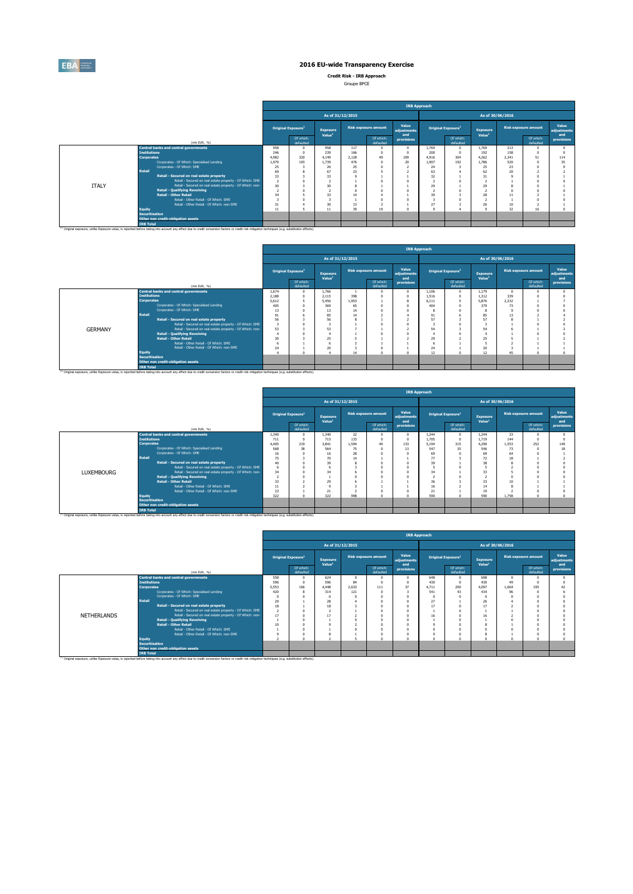# 2016 EU-wide Transparency Exercise

**Credit Risk - IRB Approach**

Groupe BPCE

| | (mln EUR, %) | As of 31/12/2015 Original Exposure[1] | Of which: defaulted | Exposure Value[1] | Risk exposure amount | Of which: defaulted | Value adjustments and provisions | As of 30/06/2016 Original Exposure[1] | Of which: defaulted | Exposure Value[1] | Risk exposure amount | Of which: defaulted | Value adjustments and provisions |
|---|---|---|---|---|---|---|---|---|---|---|---|---|---|
| ITALY | Central banks and central governments | 958 | 0 | 958 | 117 | 0 | 0 | 1,769 | 0 | 1,769 | 213 | 0 | 0 |
| | Institutions | 246 | 0 | 239 | 166 | 0 | 0 | 200 | 0 | 192 | 158 | 0 | 0 |
| | Corporates | 4,982 | 320 | 4,149 | 2,128 | 49 | 109 | 4,916 | 304 | 4,262 | 2,341 | 51 | 114 |
| | Corporates - Of Which: Specialised Lending | 1,979 | 193 | 1,739 | 476 | 0 | 20 | 1,907 | 192 | 1,786 | 520 | 0 | 35 |
| | Corporates - Of Which: SME | 25 | 3 | 26 | 25 | 0 | 2 | 24 | 3 | 25 | 23 | 0 | 0 |
| | Retail | 69 | 8 | 67 | 23 | 5 | 2 | 63 | 4 | 62 | 20 | 2 | 2 |
| | Retail - Secured on real estate property | 33 | 3 | 33 | 9 | 1 | 1 | 32 | 1 | 31 | 9 | 0 | 1 |
| | Retail - Secured on real estate property - Of Which: SME | 2 | 0 | 2 | 1 | 0 | 0 | 2 | 0 | 2 | 1 | 0 | 0 |
| | Retail - Secured on real estate property - Of Which: non-SME | 30 | 3 | 30 | 8 | 1 | 1 | 29 | 1 | 29 | 8 | 0 | 1 |
| | Retail - Qualifying Revolving | 2 | 0 | 2 | 0 | 0 | 0 | 2 | 0 | 2 | 0 | 0 | 0 |
| | Retail - Other Retail | 34 | 5 | 33 | 14 | 4 | 1 | 30 | 3 | 28 | 11 | 2 | 1 |
| | Retail - Other Retail - Of Which: SME | 3 | 0 | 3 | 1 | 0 | 0 | 3 | 0 | 2 | 1 | 0 | 0 |
| | Retail - Other Retail - Of Which: non-SME | 31 | 4 | 30 | 13 | 3 | 1 | 27 | 3 | 26 | 10 | 2 | 1 |
| | Equity | 11 | 5 | 11 | 39 | 19 | 0 | 9 | 4 | 9 | 32 | 16 | 0 |
| | Securitisation | | | | | | | | | | | | |
| | Other non credit-obligation assets | | | | | | | | | | | | |
| | IRB Total | | | | | | | | | | | | |

[1] Original exposure, unlike Exposure value, is reported before taking into account any effect due to credit conversion factors or credit risk mitigation techniques (e.g. substitution effects).

| | (mln EUR, %) | As of 31/12/2015 Original Exposure[1] | Of which: defaulted | Exposure Value[1] | Risk exposure amount | Of which: defaulted | Value adjustments and provisions | As of 30/06/2016 Original Exposure[1] | Of which: defaulted | Exposure Value[1] | Risk exposure amount | Of which: defaulted | Value adjustments and provisions |
|---|---|---|---|---|---|---|---|---|---|---|---|---|---|
| GERMANY | Central banks and central governments | 1,674 | 0 | 1,766 | 1 | 0 | 0 | 1,106 | 0 | 1,179 | 0 | 0 | 0 |
| | Institutions | 2,188 | 0 | 2,115 | 398 | 0 | 0 | 1,516 | 0 | 1,312 | 339 | 0 | 0 |
| | Corporates | 5,612 | 5 | 5,456 | 1,953 | 1 | 8 | 6,111 | 5 | 5,876 | 2,232 | 1 | 7 |
| | Corporates - Of Which: Specialised Lending | 405 | 0 | 369 | 65 | 0 | 0 | 404 | 0 | 379 | 73 | 0 | 0 |
| | Corporates - Of Which: SME | 13 | 0 | 13 | 14 | 0 | 0 | 8 | 0 | 8 | 9 | 0 | 0 |
| | Retail | 91 | 6 | 85 | 14 | 2 | 4 | 91 | 6 | 85 | 13 | 2 | 4 |
| | Retail - Secured on real estate property | 56 | 3 | 56 | 8 | 1 | 2 | 57 | 3 | 57 | 8 | 1 | 2 |
| | Retail - Secured on real estate property - Of Which: SME | 3 | 0 | 3 | 1 | 0 | 0 | 3 | 0 | 3 | 1 | 0 | 0 |
| | Retail - Secured on real estate property - Of Which: non-SME | 53 | 3 | 53 | 7 | 1 | 2 | 54 | 3 | 54 | 6 | 1 | 2 |
| | Retail - Qualifying Revolving | 4 | 0 | 4 | 1 | 0 | 0 | 4 | 0 | 4 | 1 | 0 | 0 |
| | Retail - Other Retail | 30 | 3 | 25 | 5 | 1 | 2 | 29 | 2 | 25 | 5 | 1 | 2 |
| | Retail - Other Retail - Of Which: SME | 6 | 1 | 6 | 2 | 1 | 1 | 6 | 1 | 5 | 2 | 1 | 1 |
| | Retail - Other Retail - Of Which: non-SME | 24 | 1 | 20 | 3 | 0 | 1 | 24 | 1 | 20 | 3 | 1 | 1 |
| | Equity | 4 | 0 | 4 | 14 | 0 | 0 | 12 | 0 | 12 | 45 | 0 | 0 |
| | Securitisation | | | | | | | | | | | | |
| | Other non credit-obligation assets | | | | | | | | | | | | |
| | IRB Total | | | | | | | | | | | | |

[1] Original exposure, unlike Exposure value, is reported before taking into account any effect due to credit conversion factors or credit risk mitigation techniques (e.g. substitution effects).

| | (mln EUR, %) | As of 31/12/2015 Original Exposure[1] | Of which: defaulted | Exposure Value[1] | Risk exposure amount | Of which: defaulted | Value adjustments and provisions | As of 30/06/2016 Original Exposure[1] | Of which: defaulted | Exposure Value[1] | Risk exposure amount | Of which: defaulted | Value adjustments and provisions |
|---|---|---|---|---|---|---|---|---|---|---|---|---|---|
| LUXEMBOURG | Central banks and central governments | 1,340 | 0 | 1,340 | 22 | 0 | 0 | 1,244 | 0 | 1,244 | 33 | 0 | 0 |
| | Institutions | 711 | 0 | 715 | 133 | 0 | 0 | 1,705 | 0 | 1,719 | 144 | 0 | 0 |
| | Corporates | 4,405 | 219 | 3,841 | 1,594 | 49 | 133 | 5,194 | 315 | 4,290 | 1,553 | 252 | 149 |
| | Corporates - Of Which: Specialised Lending | 568 | 38 | 564 | 75 | 0 | 13 | 547 | 35 | 546 | 73 | 0 | 18 |
| | Corporates - Of Which: SME | 16 | 0 | 16 | 28 | 0 | 0 | 69 | 0 | 69 | 64 | 0 | 1 |
| | Retail | 75 | 3 | 70 | 14 | 1 | 1 | 77 | 3 | 72 | 18 | 1 | 2 |
| | Retail - Secured on real estate property | 40 | 0 | 39 | 8 | 0 | 0 | 39 | 1 | 38 | 8 | 0 | 0 |
| | Retail - Secured on real estate property - Of Which: SME | 6 | 0 | 6 | 3 | 0 | 0 | 5 | 0 | 5 | 2 | 0 | 0 |
| | Retail - Secured on real estate property - Of Which: non-SME | 34 | 0 | 34 | 6 | 0 | 0 | 34 | 1 | 33 | 5 | 0 | 0 |
| | Retail - Qualifying Revolving | 2 | 0 | 1 | 0 | 0 | 0 | 2 | 0 | 2 | 0 | 0 | 0 |
| | Retail - Other Retail | 33 | 2 | 29 | 6 | 1 | 1 | 36 | 3 | 33 | 10 | 1 | 1 |
| | Retail - Other Retail - Of Which: SME | 11 | 2 | 9 | 3 | 1 | 1 | 16 | 2 | 14 | 8 | 1 | 1 |
| | Retail - Other Retail - Of Which: non-SME | 23 | 1 | 21 | 2 | 0 | 0 | 21 | 1 | 19 | 2 | 0 | 0 |
| | Equity | 322 | 0 | 322 | 998 | 0 | 0 | 590 | 0 | 590 | 1,758 | 0 | 0 |
| | Securitisation | | | | | | | | | | | | |
| | Other non credit-obligation assets | | | | | | | | | | | | |
| | IRB Total | | | | | | | | | | | | |

[1] Original exposure, unlike Exposure value, is reported before taking into account any effect due to credit conversion factors or credit risk mitigation techniques (e.g. substitution effects).

| | (mln EUR, %) | As of 31/12/2015 Original Exposure[1] | Of which: defaulted | Exposure Value[1] | Risk exposure amount | Of which: defaulted | Value adjustments and provisions | As of 30/06/2016 Original Exposure[1] | Of which: defaulted | Exposure Value[1] | Risk exposure amount | Of which: defaulted | Value adjustments and provisions |
|---|---|---|---|---|---|---|---|---|---|---|---|---|---|
| NETHERLANDS | Central banks and central governments | 558 | 0 | 624 | 0 | 0 | 0 | 648 | 0 | 698 | 0 | 0 | 0 |
| | Institutions | 596 | 0 | 596 | 84 | 0 | 0 | 430 | 0 | 430 | 49 | 0 | 0 |
| | Corporates | 5,553 | 166 | 4,448 | 2,633 | 111 | 37 | 4,711 | 200 | 4,097 | 1,664 | 195 | 42 |
| | Corporates - Of Which: Specialised Lending | 420 | 8 | 314 | 121 | 0 | 3 | 541 | 43 | 434 | 96 | 0 | 6 |
| | Corporates - Of Which: SME | 0 | 0 | 0 | 0 | 0 | 0 | 0 | 0 | 0 | 0 | 0 | 0 |
| | Retail | 29 | 1 | 28 | 4 | 0 | 0 | 27 | 1 | 26 | 4 | 0 | 0 |
| | Retail - Secured on real estate property | 18 | 1 | 18 | 3 | 0 | 0 | 17 | 0 | 17 | 2 | 0 | 0 |
| | Retail - Secured on real estate property - Of Which: SME | 2 | 0 | 2 | 1 | 0 | 0 | 1 | 0 | 1 | 1 | 0 | 0 |
| | Retail - Secured on real estate property - Of Which: non-SME | 17 | 0 | 17 | 2 | 0 | 0 | 16 | 0 | 16 | 2 | 0 | 0 |
| | Retail - Qualifying Revolving | 1 | 0 | 1 | 0 | 0 | 0 | 1 | 0 | 1 | 0 | 0 | 0 |
| | Retail - Other Retail | 10 | 0 | 9 | 2 | 0 | 0 | 9 | 0 | 8 | 1 | 0 | 0 |
| | Retail - Other Retail - Of Which: SME | 1 | 0 | 1 | 0 | 0 | 0 | 0 | 0 | 0 | 0 | 0 | 0 |
| | Retail - Other Retail - Of Which: non-SME | 9 | 0 | 8 | 1 | 0 | 0 | 9 | 0 | 8 | 1 | 0 | 0 |
| | Equity | 2 | 0 | 2 | 5 | 0 | 0 | 0 | 0 | 0 | 0 | 0 | 0 |
| | Securitisation | | | | | | | | | | | | |
| | Other non credit-obligation assets | | | | | | | | | | | | |
| | IRB Total | | | | | | | | | | | | |

[1] Original exposure, unlike Exposure value, is reported before taking into account any effect due to credit conversion factors or credit risk mitigation techniques (e.g. substitution effects).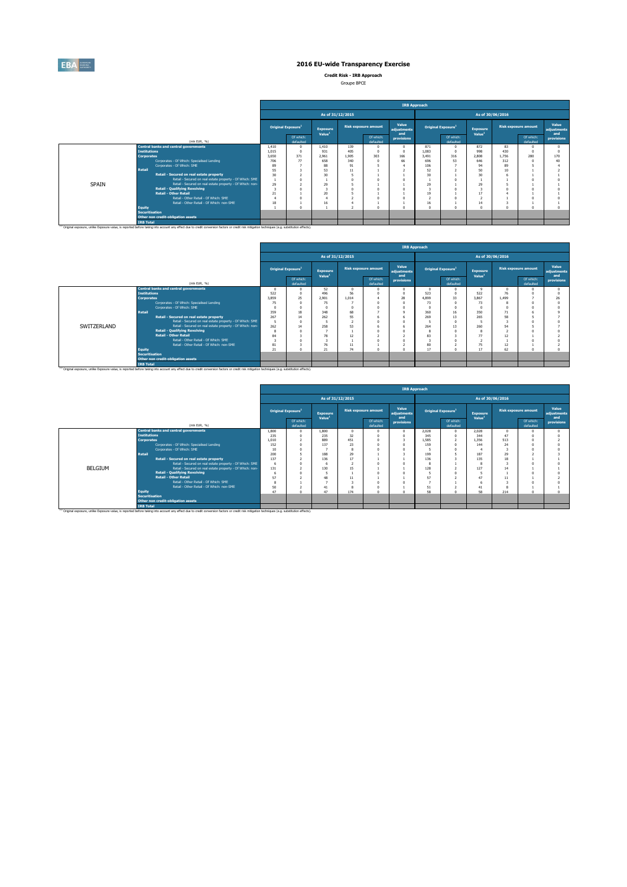# 2016 EU-wide Transparency Exercise

**Credit Risk - IRB Approach**

Groupe BPCE

| | (mln EUR, %) | IRB Approach | | | | | | | | | | | |
|---|---|---|---|---|---|---|---|---|---|---|---|---|---|
| | | As of 31/12/2015 | | | | | | As of 30/06/2016 | | | | | |
| | | Original Exposure[1] | | Exposure Value[1] | Risk exposure amount | | Value adjustments and provisions | Original Exposure[1] | | Exposure Value[1] | Risk exposure amount | | Value adjustments and provisions |
| | | | Of which: defaulted | | | Of which: defaulted | | | Of which: defaulted | | | Of which: defaulted | |
| SPAIN | Central banks and central governments | 1,410 | 0 | 1,410 | 139 | 0 | 0 | 871 | 0 | 872 | 83 | 0 | 0 |
| | Institutions | 1,015 | 0 | 931 | 405 | 0 | 0 | 1,083 | 0 | 998 | 430 | 0 | 0 |
| | Corporates | 3,650 | 371 | 2,961 | 1,905 | 303 | 166 | 3,491 | 316 | 2,808 | 1,756 | 280 | 170 |
| | Corporates - Of Which: Specialised Lending | 706 | 77 | 658 | 340 | 0 | 66 | 696 | 53 | 646 | 312 | 0 | 40 |
| | Corporates - Of Which: SME | 89 | 7 | 88 | 91 | 5 | 4 | 106 | 7 | 94 | 89 | 5 | 4 |
| | Retail | 55 | 3 | 53 | 11 | 1 | 2 | 52 | 2 | 50 | 10 | 1 | 2 |
| | Retail - Secured on real estate property | 30 | 2 | 30 | 5 | 1 | 1 | 30 | 1 | 30 | 6 | 1 | 1 |
| | Retail - Secured on real estate property - Of Which: SME | 1 | 0 | 1 | 0 | 0 | 0 | 1 | 0 | 1 | 1 | 0 | 0 |
| | Retail - Secured on real estate property - Of Which: non-SME | 29 | 2 | 29 | 5 | 1 | 1 | 29 | 1 | 29 | 5 | 1 | 1 |
| | Retail - Qualifying Revolving | 3 | 0 | 3 | 0 | 0 | 0 | 3 | 0 | 3 | 0 | 0 | 0 |
| | Retail - Other Retail | 21 | 1 | 20 | 5 | 1 | 1 | 19 | 1 | 17 | 4 | 1 | 1 |
| | Retail - Other Retail - Of Which: SME | 4 | 0 | 4 | 2 | 0 | 0 | 2 | 0 | 2 | 1 | 0 | 0 |
| | Retail - Other Retail - Of Which: non-SME | 18 | 1 | 16 | 4 | 1 | 1 | 16 | 1 | 14 | 3 | 1 | 1 |
| | Equity | 1 | 0 | 1 | 2 | 0 | 0 | 0 | 0 | 0 | 0 | 0 | 0 |
| | Securitisation | | | | | | | | | | | | |
| | Other non credit-obligation assets | | | | | | | | | | | | |
| | IRB Total | | | | | | | | | | | | |

[1] Original exposure, unlike Exposure value, is reported before taking into account any effect due to credit conversion factors or credit risk mitigation techniques (e.g. substitution effects).

| | (mln EUR, %) | IRB Approach | | | | | | | | | | | |
|---|---|---|---|---|---|---|---|---|---|---|---|---|---|
| | | As of 31/12/2015 | | | | | | As of 30/06/2016 | | | | | |
| | | Original Exposure[1] | | Exposure Value[1] | Risk exposure amount | | Value adjustments and provisions | Original Exposure[1] | | Exposure Value[1] | Risk exposure amount | | Value adjustments and provisions |
| | | | Of which: defaulted | | | Of which: defaulted | | | Of which: defaulted | | | Of which: defaulted | |
| SWITZERLAND | Central banks and central governments | 0 | 0 | 52 | 0 | 0 | 0 | 0 | 0 | 9 | 0 | 0 | 0 |
| | Institutions | 522 | 0 | 496 | 56 | 0 | 0 | 523 | 0 | 522 | 76 | 0 | 0 |
| | Corporates | 3,859 | 25 | 2,901 | 1,014 | 4 | 28 | 4,899 | 33 | 3,867 | 1,499 | 7 | 26 |
| | Corporates - Of Which: Specialised Lending | 75 | 0 | 75 | 7 | 0 | 0 | 73 | 0 | 73 | 8 | 0 | 0 |
| | Corporates - Of Which: SME | 0 | 0 | 0 | 0 | 0 | 0 | 0 | 0 | 0 | 0 | 0 | 0 |
| | Retail | 359 | 18 | 348 | 68 | 7 | 9 | 360 | 16 | 350 | 71 | 6 | 9 |
| | Retail - Secured on real estate property | 267 | 14 | 262 | 55 | 6 | 6 | 269 | 13 | 265 | 58 | 5 | 7 |
| | Retail - Secured on real estate property - Of Which: SME | 5 | 0 | 5 | 2 | 0 | 0 | 5 | 0 | 5 | 3 | 0 | 0 |
| | Retail - Secured on real estate property - Of Which: non-SME | 262 | 14 | 258 | 53 | 6 | 6 | 264 | 13 | 260 | 54 | 5 | 7 |
| | Retail - Qualifying Revolving | 8 | 0 | 7 | 1 | 0 | 0 | 8 | 0 | 8 | 2 | 0 | 0 |
| | Retail - Other Retail | 84 | 3 | 78 | 12 | 2 | 2 | 83 | 3 | 77 | 12 | 1 | 2 |
| | Retail - Other Retail - Of Which: SME | 3 | 0 | 3 | 1 | 0 | 0 | 3 | 0 | 2 | 1 | 0 | 0 |
| | Retail - Other Retail - Of Which: non-SME | 81 | 3 | 76 | 11 | 1 | 2 | 80 | 2 | 75 | 12 | 1 | 2 |
| | Equity | 21 | 0 | 21 | 74 | 0 | 0 | 17 | 0 | 17 | 62 | 0 | 0 |
| | Securitisation | | | | | | | | | | | | |
| | Other non credit-obligation assets | | | | | | | | | | | | |
| | IRB Total | | | | | | | | | | | | |

[1] Original exposure, unlike Exposure value, is reported before taking into account any effect due to credit conversion factors or credit risk mitigation techniques (e.g. substitution effects).

| | (mln EUR, %) | IRB Approach | | | | | | | | | | | |
|---|---|---|---|---|---|---|---|---|---|---|---|---|---|
| | | As of 31/12/2015 | | | | | | As of 30/06/2016 | | | | | |
| | | Original Exposure[1] | | Exposure Value[1] | Risk exposure amount | | Value adjustments and provisions | Original Exposure[1] | | Exposure Value[1] | Risk exposure amount | | Value adjustments and provisions |
| | | | Of which: defaulted | | | Of which: defaulted | | | Of which: defaulted | | | Of which: defaulted | |
| BELGIUM | Central banks and central governments | 1,800 | 0 | 1,800 | 0 | 0 | 0 | 2,028 | 0 | 2,028 | 0 | 0 | 0 |
| | Institutions | 235 | 0 | 235 | 32 | 0 | 0 | 345 | 0 | 344 | 47 | 0 | 0 |
| | Corporates | 1,010 | 2 | 889 | 451 | 0 | 3 | 1,585 | 2 | 1,356 | 513 | 0 | 2 |
| | Corporates - Of Which: Specialised Lending | 152 | 0 | 137 | 23 | 0 | 0 | 159 | 0 | 144 | 24 | 0 | 0 |
| | Corporates - Of Which: SME | 10 | 0 | 7 | 8 | 0 | 0 | 5 | 0 | 4 | 3 | 0 | 0 |
| | Retail | 200 | 5 | 188 | 29 | 1 | 3 | 199 | 5 | 187 | 29 | 2 | 3 |
| | Retail - Secured on real estate property | 137 | 2 | 136 | 17 | 1 | 1 | 136 | 3 | 135 | 18 | 1 | 1 |
| | Retail - Secured on real estate property - Of Which: SME | 6 | 0 | 6 | 2 | 0 | 0 | 8 | 1 | 8 | 3 | 0 | 0 |
| | Retail - Secured on real estate property - Of Which: non-SME | 131 | 2 | 130 | 15 | 1 | 1 | 128 | 2 | 127 | 14 | 1 | 1 |
| | Retail - Qualifying Revolving | 6 | 0 | 5 | 1 | 0 | 0 | 5 | 0 | 5 | 1 | 0 | 0 |
| | Retail - Other Retail | 57 | 2 | 48 | 11 | 1 | 1 | 57 | 2 | 47 | 11 | 1 | 2 |
| | Retail - Other Retail - Of Which: SME | 8 | 1 | 7 | 3 | 0 | 0 | 7 | 1 | 6 | 3 | 0 | 0 |
| | Retail - Other Retail - Of Which: non-SME | 50 | 2 | 41 | 8 | 0 | 1 | 51 | 2 | 41 | 8 | 1 | 1 |
| | Equity | 47 | 0 | 47 | 174 | 0 | 0 | 58 | 0 | 58 | 214 | 0 | 0 |
| | Securitisation | | | | | | | | | | | | |
| | Other non credit-obligation assets | | | | | | | | | | | | |
| | IRB Total | | | | | | | | | | | | |

[1] Original exposure, unlike Exposure value, is reported before taking into account any effect due to credit conversion factors or credit risk mitigation techniques (e.g. substitution effects).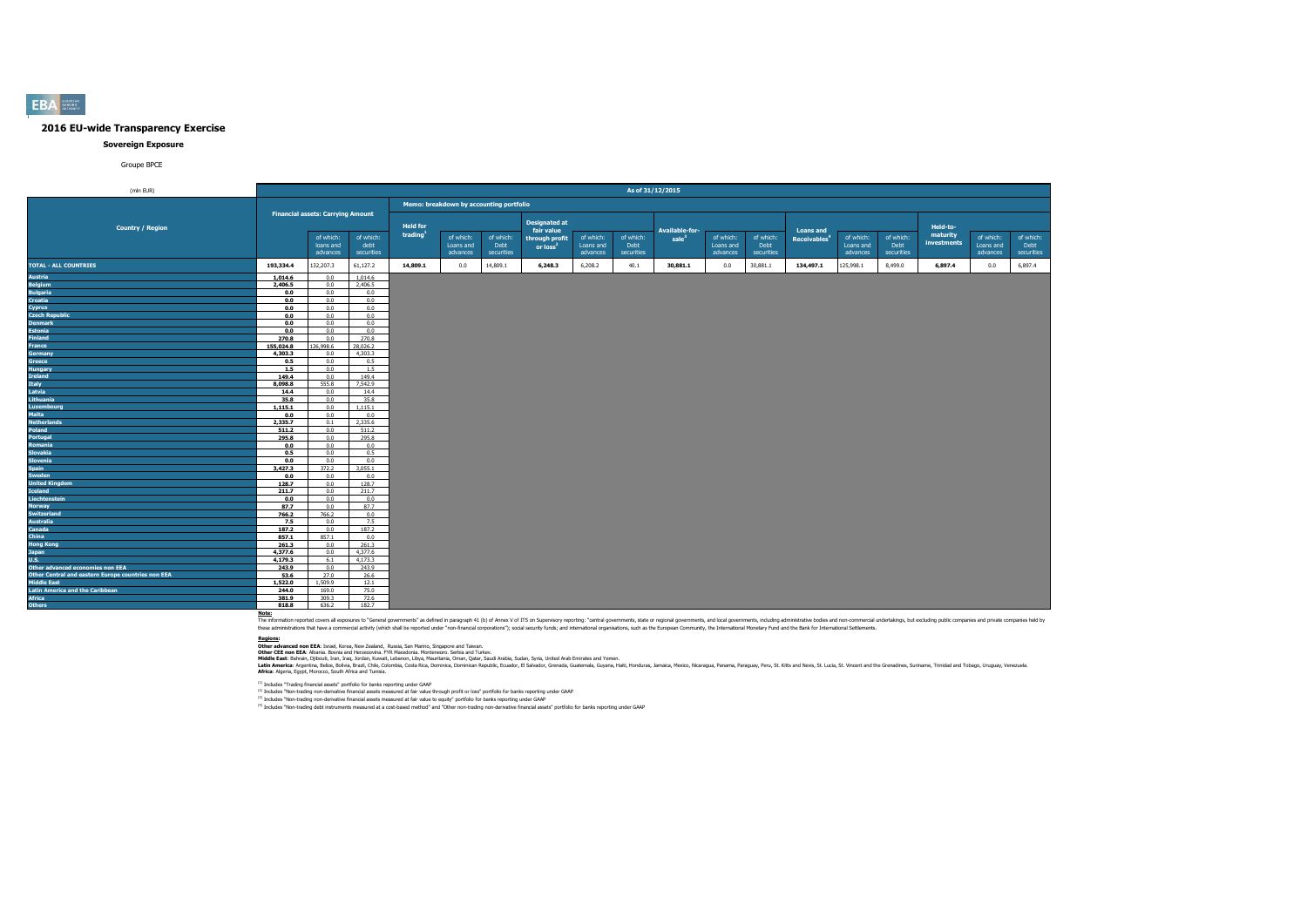# 2016 EU-wide Transparency Exercise

## Sovereign Exposure

Groupe BPCE

| (mln EUR) | As of 31/12/2015 | | | | | | | | | | | | | | | | | |
|---|---|---|---|---|---|---|---|---|---|---|---|---|---|---|---|---|---|---|
| | | | | Memo: breakdown by accounting portfolio | | | | | | | | | | | | | | |
| Country / Region | Financial assets: Carrying Amount | of which: loans and advances | of which: debt securities | Held for trading[1] | of which: Loans and advances | of which: Debt securities | Designated at fair value through profit or loss[2] | of which: Loans and advances | of which: Debt securities | Available-for-sale[3] | of which: Loans and advances | of which: Debt securities | Loans and Receivables[4] | of which: Loans and advances | of which: Debt securities | Held-to-maturity investments | of which: Loans and advances | of which: Debt securities |
| TOTAL - ALL COUNTRIES | 193,334.4 | 132,207.3 | 61,127.2 | 14,809.1 | 0.0 | 14,809.1 | 6,248.3 | 6,208.2 | 40.1 | 30,881.1 | 0.0 | 30,881.1 | 134,497.1 | 125,998.1 | 8,499.0 | 6,897.4 | 0.0 | 6,897.4 |
| Austria | 1,014.6 | 0.0 | 1,014.6 | | | | | | | | | | | | | | | |
| Belgium | 2,406.5 | 0.0 | 2,406.5 | | | | | | | | | | | | | | | |
| Bulgaria | 0.0 | 0.0 | 0.0 | | | | | | | | | | | | | | | |
| Croatia | 0.0 | 0.0 | 0.0 | | | | | | | | | | | | | | | |
| Cyprus | 0.0 | 0.0 | 0.0 | | | | | | | | | | | | | | | |
| Czech Republic | 0.0 | 0.0 | 0.0 | | | | | | | | | | | | | | | |
| Denmark | 0.0 | 0.0 | 0.0 | | | | | | | | | | | | | | | |
| Estonia | 0.0 | 0.0 | 0.0 | | | | | | | | | | | | | | | |
| Finland | 270.8 | 0.0 | 270.8 | | | | | | | | | | | | | | | |
| France | 155,024.8 | 126,998.6 | 28,026.2 | | | | | | | | | | | | | | | |
| Germany | 4,303.3 | 0.0 | 4,303.3 | | | | | | | | | | | | | | | |
| Greece | 0.5 | 0.0 | 0.5 | | | | | | | | | | | | | | | |
| Hungary | 1.5 | 0.0 | 1.5 | | | | | | | | | | | | | | | |
| Ireland | 149.4 | 0.0 | 149.4 | | | | | | | | | | | | | | | |
| Italy | 8,098.8 | 555.8 | 7,542.9 | | | | | | | | | | | | | | | |
| Latvia | 14.4 | 0.0 | 14.4 | | | | | | | | | | | | | | | |
| Lithuania | 35.8 | 0.0 | 35.8 | | | | | | | | | | | | | | | |
| Luxembourg | 1,115.1 | 0.0 | 1,115.1 | | | | | | | | | | | | | | | |
| Malta | 0.0 | 0.0 | 0.0 | | | | | | | | | | | | | | | |
| Netherlands | 2,335.7 | 0.1 | 2,335.6 | | | | | | | | | | | | | | | |
| Poland | 511.2 | 0.0 | 511.2 | | | | | | | | | | | | | | | |
| Portugal | 295.8 | 0.0 | 295.8 | | | | | | | | | | | | | | | |
| Romania | 0.0 | 0.0 | 0.0 | | | | | | | | | | | | | | | |
| Slovakia | 0.5 | 0.0 | 0.5 | | | | | | | | | | | | | | | |
| Slovenia | 0.0 | 0.0 | 0.0 | | | | | | | | | | | | | | | |
| Spain | 3,427.3 | 372.2 | 3,055.1 | | | | | | | | | | | | | | | |
| Sweden | 0.0 | 0.0 | 0.0 | | | | | | | | | | | | | | | |
| United Kingdom | 128.7 | 0.0 | 128.7 | | | | | | | | | | | | | | | |
| Iceland | 211.7 | 0.0 | 211.7 | | | | | | | | | | | | | | | |
| Liechtenstein | 0.0 | 0.0 | 0.0 | | | | | | | | | | | | | | | |
| Norway | 87.7 | 0.0 | 87.7 | | | | | | | | | | | | | | | |
| Switzerland | 766.2 | 766.2 | 0.0 | | | | | | | | | | | | | | | |
| Australia | 7.5 | 0.0 | 7.5 | | | | | | | | | | | | | | | |
| Canada | 187.2 | 0.0 | 187.2 | | | | | | | | | | | | | | | |
| China | 857.1 | 857.1 | 0.0 | | | | | | | | | | | | | | | |
| Hong Kong | 261.3 | 0.0 | 261.3 | | | | | | | | | | | | | | | |
| Japan | 4,377.6 | 0.0 | 4,377.6 | | | | | | | | | | | | | | | |
| U.S. | 4,179.3 | 6.1 | 4,173.3 | | | | | | | | | | | | | | | |
| Other advanced economies non EEA | 243.9 | 0.0 | 243.9 | | | | | | | | | | | | | | | |
| Other Central and eastern Europe countries non EEA | 53.6 | 27.0 | 26.6 | | | | | | | | | | | | | | | |
| Middle East | 1,522.0 | 1,509.9 | 12.1 | | | | | | | | | | | | | | | |
| Latin America and the Caribbean | 244.0 | 169.0 | 75.0 | | | | | | | | | | | | | | | |
| Africa | 381.9 | 309.3 | 72.6 | | | | | | | | | | | | | | | |
| Others | 818.8 | 636.2 | 182.7 | | | | | | | | | | | | | | | |

**Note:**

The information reported covers all exposures to "General governments" as defined in paragraph 41 (b) of Annex V of ITS on Supervisory reporting: "central governments, state or regional governments, and local governments, including administrative bodies and non-commercial undertakings, but excluding public companies and private companies held by these administrations that have a commercial activity (which shall be reported under "non-financial corporations"); social security funds; and international organisations, such as the European Community, the International Monetary Fund and the Bank for International Settlements.

**Regions:**

**Other advanced non EEA**: Israel, Korea, New Zealand, Russia, San Marino, Singapore and Taiwan.
**Other CEE non EEA**: Albania, Bosnia and Herzegovina, FYR Macedonia, Montenegro, Serbia and Turkey.
**Middle East**: Bahrain, Djibouti, Iran, Iraq, Jordan, Kuwait, Lebanon, Libya, Mauritania, Oman, Qatar, Saudi Arabia, Sudan, Syria, United Arab Emirates and Yemen.
**Latin America**: Argentina, Belize, Bolivia, Brazil, Chile, Colombia, Costa Rica, Dominica, Dominican Republic, Ecuador, El Salvador, Grenada, Guatemala, Guyana, Haiti, Honduras, Jamaica, Mexico, Nicaragua, Panama, Paraguay, Peru, St. Kitts and Nevis, St. Lucia, St. Vincent and the Grenadines, Suriname, Trinidad and Tobago, Uruguay, Venezuela.
**Africa**: Algeria, Egypt, Morocco, South Africa and Tunisia.

[1] Includes "Trading financial assets" portfolio for banks reporting under GAAP

[2] Includes "Non-trading non-derivative financial assets measured at fair value through profit or loss" portfolio for banks reporting under GAAP

[3] Includes "Non-trading non-derivative financial assets measured at fair value to equity" portfolio for banks reporting under GAAP

[4] Includes "Non-trading debt instruments measured at a cost-based method" and "Other non-trading non-derivative financial assets" portfolio for banks reporting under GAAP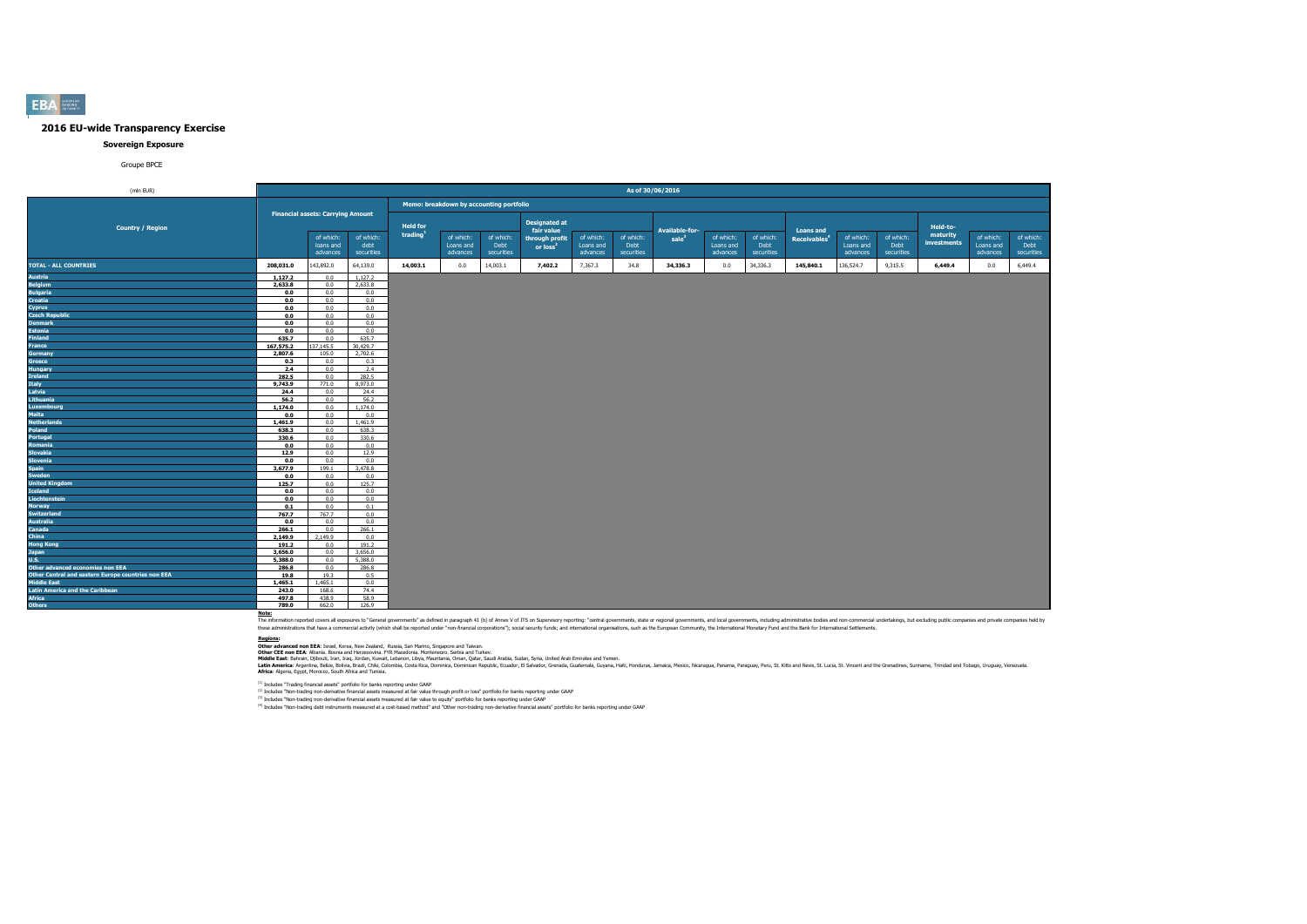## 2016 EU-wide Transparency Exercise

### Sovereign Exposure

Groupe BPCE

| (mln EUR) | As of 30/06/2016 | | | | | | | | | | | | | | | | | |
|---|---|---|---|---|---|---|---|---|---|---|---|---|---|---|---|---|---|---|
| | | | | Memo: breakdown by accounting portfolio | | | | | | | | | | | | | | |
| Country / Region | Financial assets: Carrying Amount | of which: loans and advances | of which: debt securities | Held for trading[1] | of which: Loans and advances | of which: Debt securities | Designated at fair value through profit or loss[2] | of which: Loans and advances | of which: Debt securities | Available-for-sale[3] | of which: Loans and advances | of which: Debt securities | Loans and Receivables[4] | of which: Loans and advances | of which: Debt securities | Held-to-maturity investments | of which: Loans and advances | of which: Debt securities |
| TOTAL - ALL COUNTRIES | 208,031.0 | 143,892.0 | 64,139.0 | 14,003.1 | 0.0 | 14,003.1 | 7,402.2 | 7,367.3 | 34.8 | 34,336.3 | 0.0 | 34,336.3 | 145,840.1 | 136,524.7 | 9,315.5 | 6,449.4 | 0.0 | 6,449.4 |
| Austria | 1,127.2 | 0.0 | 1,127.2 | | | | | | | | | | | | | | | |
| Belgium | 2,633.8 | 0.0 | 2,633.8 | | | | | | | | | | | | | | | |
| Bulgaria | 0.0 | 0.0 | 0.0 | | | | | | | | | | | | | | | |
| Croatia | 0.0 | 0.0 | 0.0 | | | | | | | | | | | | | | | |
| Cyprus | 0.0 | 0.0 | 0.0 | | | | | | | | | | | | | | | |
| Czech Republic | 0.0 | 0.0 | 0.0 | | | | | | | | | | | | | | | |
| Denmark | 0.0 | 0.0 | 0.0 | | | | | | | | | | | | | | | |
| Estonia | 0.0 | 0.0 | 0.0 | | | | | | | | | | | | | | | |
| Finland | 635.7 | 0.0 | 635.7 | | | | | | | | | | | | | | | |
| France | 167,575.2 | 137,145.5 | 30,429.7 | | | | | | | | | | | | | | | |
| Germany | 2,807.6 | 105.0 | 2,702.6 | | | | | | | | | | | | | | | |
| Greece | 0.3 | 0.0 | 0.3 | | | | | | | | | | | | | | | |
| Hungary | 2.4 | 0.0 | 2.4 | | | | | | | | | | | | | | | |
| Ireland | 282.5 | 0.0 | 282.5 | | | | | | | | | | | | | | | |
| Italy | 9,743.9 | 771.0 | 8,973.0 | | | | | | | | | | | | | | | |
| Latvia | 24.4 | 0.0 | 24.4 | | | | | | | | | | | | | | | |
| Lithuania | 56.2 | 0.0 | 56.2 | | | | | | | | | | | | | | | |
| Luxembourg | 1,174.0 | 0.0 | 1,174.0 | | | | | | | | | | | | | | | |
| Malta | 0.0 | 0.0 | 0.0 | | | | | | | | | | | | | | | |
| Netherlands | 1,461.9 | 0.0 | 1,461.9 | | | | | | | | | | | | | | | |
| Poland | 638.3 | 0.0 | 638.3 | | | | | | | | | | | | | | | |
| Portugal | 330.6 | 0.0 | 330.6 | | | | | | | | | | | | | | | |
| Romania | 0.0 | 0.0 | 0.0 | | | | | | | | | | | | | | | |
| Slovakia | 12.9 | 0.0 | 12.9 | | | | | | | | | | | | | | | |
| Slovenia | 0.0 | 0.0 | 0.0 | | | | | | | | | | | | | | | |
| Spain | 3,677.9 | 199.1 | 3,478.8 | | | | | | | | | | | | | | | |
| Sweden | 0.0 | 0.0 | 0.0 | | | | | | | | | | | | | | | |
| United Kingdom | 125.7 | 0.0 | 125.7 | | | | | | | | | | | | | | | |
| Iceland | 0.0 | 0.0 | 0.0 | | | | | | | | | | | | | | | |
| Liechtenstein | 0.0 | 0.0 | 0.0 | | | | | | | | | | | | | | | |
| Norway | 0.1 | 0.0 | 0.1 | | | | | | | | | | | | | | | |
| Switzerland | 767.7 | 767.7 | 0.0 | | | | | | | | | | | | | | | |
| Australia | 0.0 | 0.0 | 0.0 | | | | | | | | | | | | | | | |
| Canada | 266.1 | 0.0 | 266.1 | | | | | | | | | | | | | | | |
| China | 2,149.9 | 2,149.9 | 0.0 | | | | | | | | | | | | | | | |
| Hong Kong | 191.2 | 0.0 | 191.2 | | | | | | | | | | | | | | | |
| Japan | 3,656.0 | 0.0 | 3,656.0 | | | | | | | | | | | | | | | |
| U.S. | 5,388.0 | 0.0 | 5,388.0 | | | | | | | | | | | | | | | |
| Other advanced economies non EEA | 286.8 | 0.0 | 286.8 | | | | | | | | | | | | | | | |
| Other Central and eastern Europe countries non EEA | 19.8 | 19.3 | 0.5 | | | | | | | | | | | | | | | |
| Middle East | 1,465.1 | 1,465.1 | 0.0 | | | | | | | | | | | | | | | |
| Latin America and the Caribbean | 243.0 | 168.6 | 74.4 | | | | | | | | | | | | | | | |
| Africa | 497.8 | 438.9 | 58.9 | | | | | | | | | | | | | | | |
| Others | 789.0 | 662.0 | 126.9 | | | | | | | | | | | | | | | |

**Note:**

The information reported covers all exposures to "General governments" as defined in paragraph 41 (b) of Annex V of ITS on Supervisory reporting: "central governments, state or regional governments, and local governments, including administrative bodies and non-commercial undertakings, but excluding public companies and private companies held by these administrations that have a commercial activity (which shall be reported under "non-financial corporations"); social security funds; and international organisations, such as the European Community, the International Monetary Fund and the Bank for International Settlements.

**Regions:**

**Other advanced non EEA:** Israel, Korea, New Zealand, Russia, San Marino, Singapore and Taiwan.

**Other CEE non EEA:** Albania. Bosnia and Herzegovina. FYR Macedonia. Montenegro. Serbia and Turkey.

**Middle East:** Bahrain, Djibouti, Iran, Iraq, Jordan, Kuwait, Lebanon, Libya, Mauritania, Oman, Qatar, Saudi Arabia, Sudan, Syria, United Arab Emirates and Yemen.

**Latin America:** Argentina, Belize, Bolivia, Brazil, Chile, Colombia, Costa Rica, Dominica, Dominican Republic, Ecuador, El Salvador, Grenada, Guatemala, Guyana, Haiti, Honduras, Jamaica, Mexico, Nicaragua, Panama, Paraguay, Peru, St. Kitts and Nevis, St. Lucia, St. Vincent and the Grenadines, Suriname, Trinidad and Tobago, Uruguay, Venezuela.

**Africa:** Algeria, Egypt, Morocco, South Africa and Tunisia.

[1] Includes "Trading financial assets" portfolio for banks reporting under GAAP

[2] Includes "Non-trading non-derivative financial assets measured at fair value through profit or loss" portfolio for banks reporting under GAAP

[3] Includes "Non-trading non-derivative financial assets measured at fair value to equity" portfolio for banks reporting under GAAP

[4] Includes "Non-trading debt instruments measured at a cost-based method" and "Other non-trading non-derivative financial assets" portfolio for banks reporting under GAAP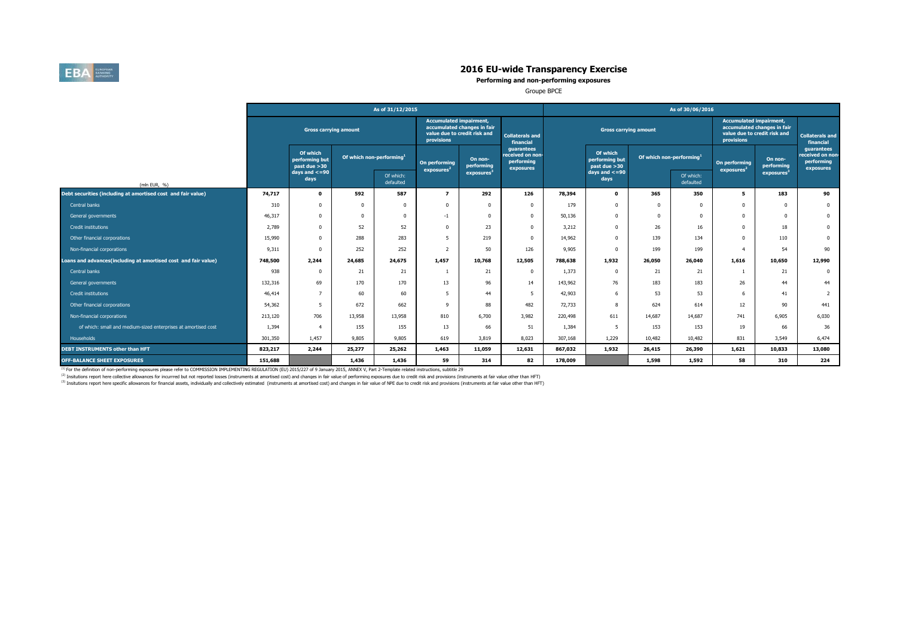# 2016 EU-wide Transparency Exercise

**Performing and non-performing exposures**

Groupe BPCE

| (mln EUR, %) | As of 31/12/2015 | | | | | | | As of 30/06/2016 | | | | | | |
|---|---|---|---|---|---|---|---|---|---|---|---|---|---|---|
| | Gross carrying amount | | | | Accumulated impairment, accumulated changes in fair value due to credit risk and provisions | | Collaterals and financial guarantees received on non-performing exposures | Gross carrying amount | | | | Accumulated impairment, accumulated changes in fair value due to credit risk and provisions | | Collaterals and financial guarantees received on non-performing exposures |
| | | Of which performing but past due >30 days and <=90 days | Of which non-performing[1] | | On performing exposures[2] | On non-performing exposures[3] | | | Of which performing but past due >30 days and <=90 days | Of which non-performing[1] | | On performing exposures[2] | On non-performing exposures[3] | |
| | | | | Of which: defaulted | | | | | | | Of which: defaulted | | | |
| **Debt securities (including at amortised cost and fair value)** | **74,717** | **0** | **592** | **587** | **7** | **292** | **126** | **78,394** | **0** | **365** | **350** | **5** | **183** | **90** |
| Central banks | 310 | 0 | 0 | 0 | 0 | 0 | 0 | 179 | 0 | 0 | 0 | 0 | 0 | 0 |
| General governments | 46,317 | 0 | 0 | 0 | -1 | 0 | 0 | 50,136 | 0 | 0 | 0 | 0 | 0 | 0 |
| Credit institutions | 2,789 | 0 | 52 | 52 | 0 | 23 | 0 | 3,212 | 0 | 26 | 16 | 0 | 18 | 0 |
| Other financial corporations | 15,990 | 0 | 288 | 283 | 5 | 219 | 0 | 14,962 | 0 | 139 | 134 | 0 | 110 | 0 |
| Non-financial corporations | 9,311 | 0 | 252 | 252 | 2 | 50 | 126 | 9,905 | 0 | 199 | 199 | 4 | 54 | 90 |
| **Loans and advances(including at amortised cost and fair value)** | **748,500** | **2,244** | **24,685** | **24,675** | **1,457** | **10,768** | **12,505** | **788,638** | **1,932** | **26,050** | **26,040** | **1,616** | **10,650** | **12,990** |
| Central banks | 938 | 0 | 21 | 21 | 1 | 21 | 0 | 1,373 | 0 | 21 | 21 | 1 | 21 | 0 |
| General governments | 132,316 | 69 | 170 | 170 | 13 | 96 | 14 | 143,962 | 76 | 183 | 183 | 26 | 44 | 44 |
| Credit institutions | 46,414 | 7 | 60 | 60 | 5 | 44 | 5 | 42,903 | 6 | 53 | 53 | 6 | 41 | 2 |
| Other financial corporations | 54,362 | 5 | 672 | 662 | 9 | 88 | 482 | 72,733 | 8 | 624 | 614 | 12 | 90 | 441 |
| Non-financial corporations | 213,120 | 706 | 13,958 | 13,958 | 810 | 6,700 | 3,982 | 220,498 | 611 | 14,687 | 14,687 | 741 | 6,905 | 6,030 |
| of which: small and medium-sized enterprises at amortised cost | 1,394 | 4 | 155 | 155 | 13 | 66 | 51 | 1,384 | 5 | 153 | 153 | 19 | 66 | 36 |
| Households | 301,350 | 1,457 | 9,805 | 9,805 | 619 | 3,819 | 8,023 | 307,168 | 1,229 | 10,482 | 10,482 | 831 | 3,549 | 6,474 |
| **DEBT INSTRUMENTS other than HFT** | **823,217** | **2,244** | **25,277** | **25,262** | **1,463** | **11,059** | **12,631** | **867,032** | **1,932** | **26,415** | **26,390** | **1,621** | **10,833** | **13,080** |
| **OFF-BALANCE SHEET EXPOSURES** | **151,688** | | **1,436** | **1,436** | **59** | **314** | **82** | **178,009** | | **1,598** | **1,592** | **58** | **310** | **224** |

[1] For the definition of non-performing exposures please refer to COMMISSION IMPLEMENTING REGULATION (EU) 2015/227 of 9 January 2015, ANNEX V, Part 2-Template related instructions, subtitle 29

[2] Insitutions report here collective allowances for incurrred but not reported losses (instruments at amortised cost) and changes in fair value of performing exposures due to credit risk and provisions (instruments at fair value other than HFT)

[3] Insitutions report here specific allowances for financial assets, individually and collectively estimated (instruments at amortised cost) and changes in fair value of NPE due to credit risk and provisions (instruments at fair value other than HFT)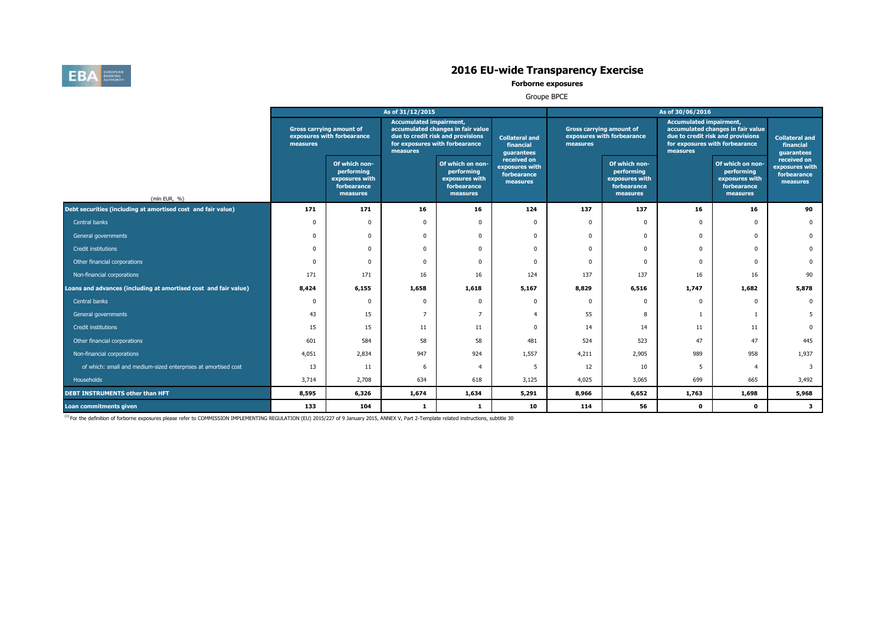# 2016 EU-wide Transparency Exercise

**Forborne exposures**

Groupe BPCE

| (mln EUR, %) | As of 31/12/2015 | | | | | As of 30/06/2016 | | | | |
|---|---|---|---|---|---|---|---|---|---|---|
| | Gross carrying amount of exposures with forbearance measures | | Accumulated impairment, accumulated changes in fair value due to credit risk and provisions for exposures with forbearance measures | | Collateral and financial guarantees received on exposures with forbearance measures | Gross carrying amount of exposures with forbearance measures | | Accumulated impairment, accumulated changes in fair value due to credit risk and provisions for exposures with forbearance measures | | Collateral and financial guarantees received on exposures with forbearance measures |
| | | Of which non-performing exposures with forbearance measures | | Of which on non-performing exposures with forbearance measures | | | Of which non-performing exposures with forbearance measures | | Of which on non-performing exposures with forbearance measures | |
| **Debt securities (including at amortised cost and fair value)** | **171** | **171** | **16** | **16** | **124** | **137** | **137** | **16** | **16** | **90** |
| Central banks | 0 | 0 | 0 | 0 | 0 | 0 | 0 | 0 | 0 | 0 |
| General governments | 0 | 0 | 0 | 0 | 0 | 0 | 0 | 0 | 0 | 0 |
| Credit institutions | 0 | 0 | 0 | 0 | 0 | 0 | 0 | 0 | 0 | 0 |
| Other financial corporations | 0 | 0 | 0 | 0 | 0 | 0 | 0 | 0 | 0 | 0 |
| Non-financial corporations | 171 | 171 | 16 | 16 | 124 | 137 | 137 | 16 | 16 | 90 |
| **Loans and advances (including at amortised cost and fair value)** | **8,424** | **6,155** | **1,658** | **1,618** | **5,167** | **8,829** | **6,516** | **1,747** | **1,682** | **5,878** |
| Central banks | 0 | 0 | 0 | 0 | 0 | 0 | 0 | 0 | 0 | 0 |
| General governments | 43 | 15 | 7 | 7 | 4 | 55 | 8 | 1 | 1 | 5 |
| Credit institutions | 15 | 15 | 11 | 11 | 0 | 14 | 14 | 11 | 11 | 0 |
| Other financial corporations | 601 | 584 | 58 | 58 | 481 | 524 | 523 | 47 | 47 | 445 |
| Non-financial corporations | 4,051 | 2,834 | 947 | 924 | 1,557 | 4,211 | 2,905 | 989 | 958 | 1,937 |
| of which: small and medium-sized enterprises at amortised cost | 13 | 11 | 6 | 4 | 5 | 12 | 10 | 5 | 4 | 3 |
| Households | 3,714 | 2,708 | 634 | 618 | 3,125 | 4,025 | 3,065 | 699 | 665 | 3,492 |
| **DEBT INSTRUMENTS other than HFT** | **8,595** | **6,326** | **1,674** | **1,634** | **5,291** | **8,966** | **6,652** | **1,763** | **1,698** | **5,968** |
| **Loan commitments given** | **133** | **104** | **1** | **1** | **10** | **114** | **56** | **0** | **0** | **3** |

[1] For the definition of forborne exposures please refer to COMMISSION IMPLEMENTING REGULATION (EU) 2015/227 of 9 January 2015, ANNEX V, Part 2-Template related instructions, subtitle 30